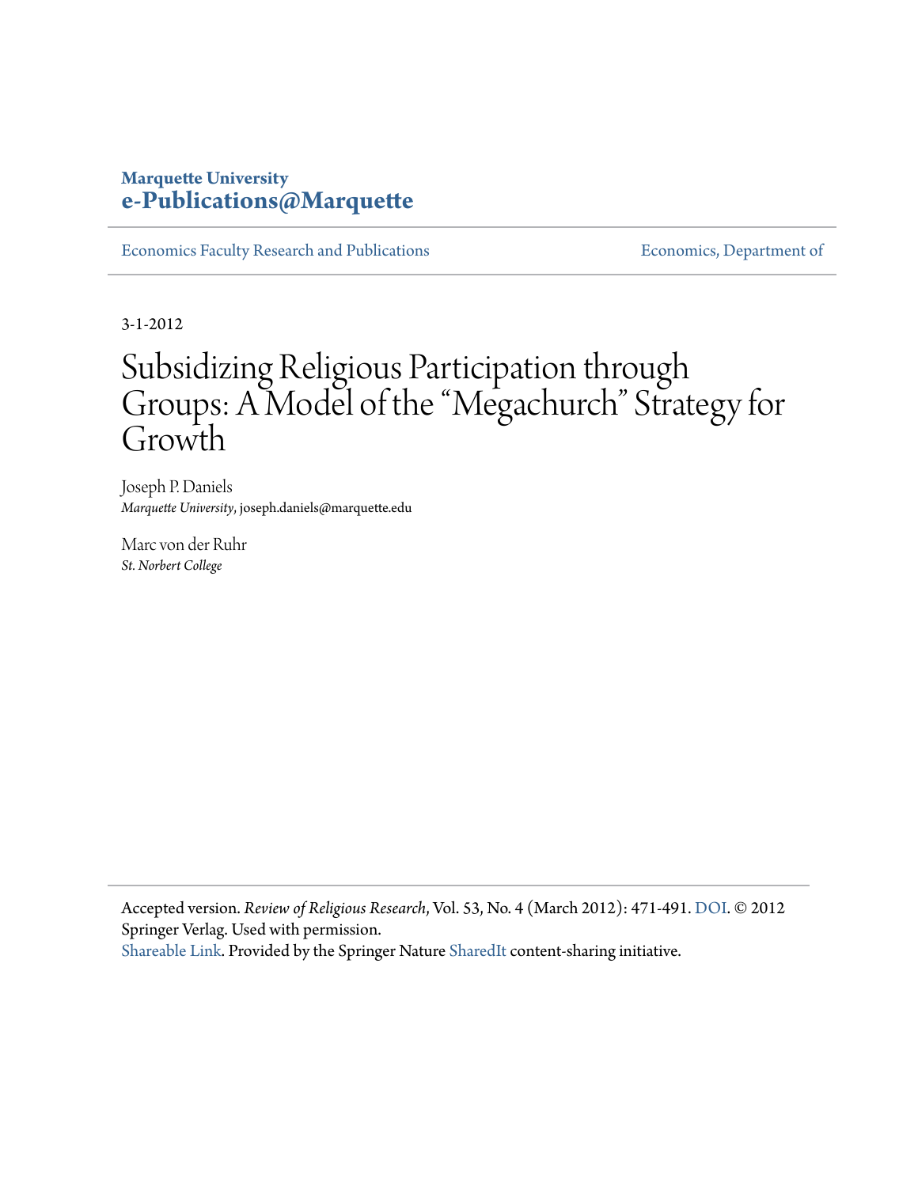**Marquette University**
**e-Publications@Marquette**

Economics Faculty Research and Publications | Economics, Department of

3-1-2012

# Subsidizing Religious Participation through Groups: A Model of the "Megachurch" Strategy for Growth

Joseph P. Daniels
*Marquette University*, joseph.daniels@marquette.edu

Marc von der Ruhr
*St. Norbert College*

Accepted version. *Review of Religious Research*, Vol. 53, No. 4 (March 2012): 471-491. DOI. © 2012 Springer Verlag. Used with permission.
Shareable Link. Provided by the Springer Nature SharedIt content-sharing initiative.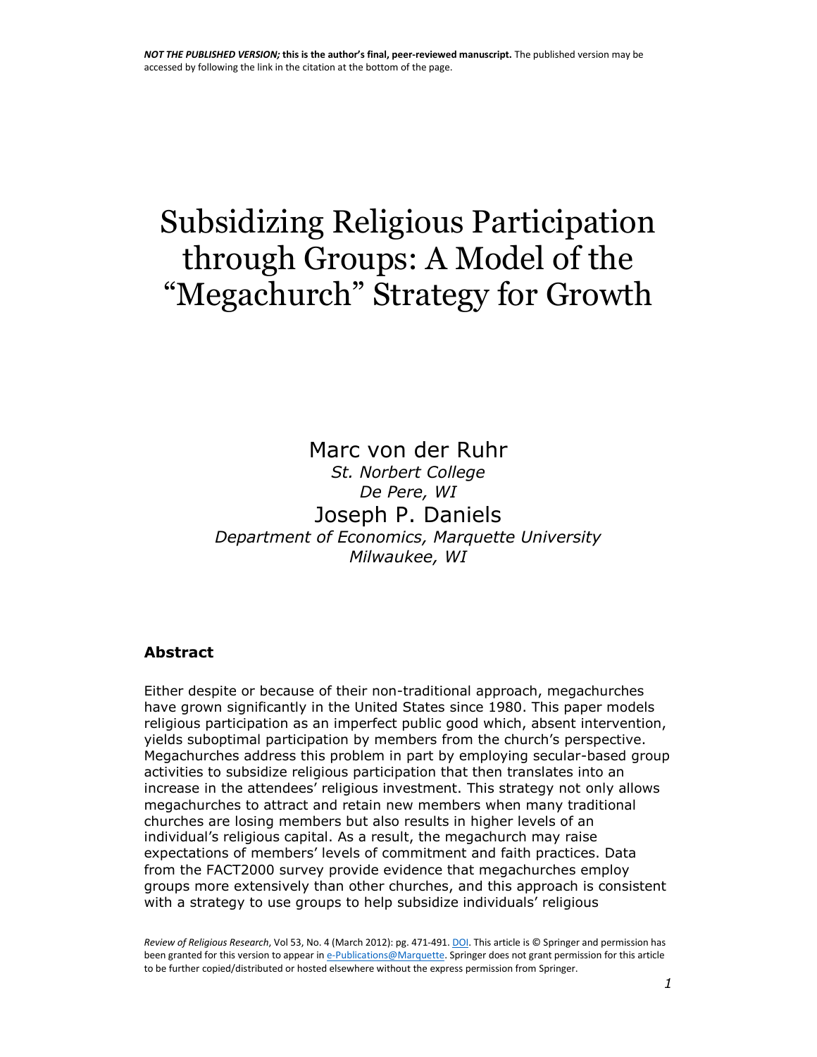*NOT THE PUBLISHED VERSION;* **this is the author's final, peer-reviewed manuscript.** The published version may be accessed by following the link in the citation at the bottom of the page.

# Subsidizing Religious Participation through Groups: A Model of the "Megachurch" Strategy for Growth

Marc von der Ruhr
*St. Norbert College*
*De Pere, WI*

Joseph P. Daniels
*Department of Economics, Marquette University*
*Milwaukee, WI*

### Abstract

Either despite or because of their non-traditional approach, megachurches have grown significantly in the United States since 1980. This paper models religious participation as an imperfect public good which, absent intervention, yields suboptimal participation by members from the church's perspective. Megachurches address this problem in part by employing secular-based group activities to subsidize religious participation that then translates into an increase in the attendees' religious investment. This strategy not only allows megachurches to attract and retain new members when many traditional churches are losing members but also results in higher levels of an individual's religious capital. As a result, the megachurch may raise expectations of members' levels of commitment and faith practices. Data from the FACT2000 survey provide evidence that megachurches employ groups more extensively than other churches, and this approach is consistent with a strategy to use groups to help subsidize individuals' religious

*Review of Religious Research*, Vol 53, No. 4 (March 2012): pg. 471-491. DOI. This article is © Springer and permission has been granted for this version to appear in e-Publications@Marquette. Springer does not grant permission for this article to be further copied/distributed or hosted elsewhere without the express permission from Springer.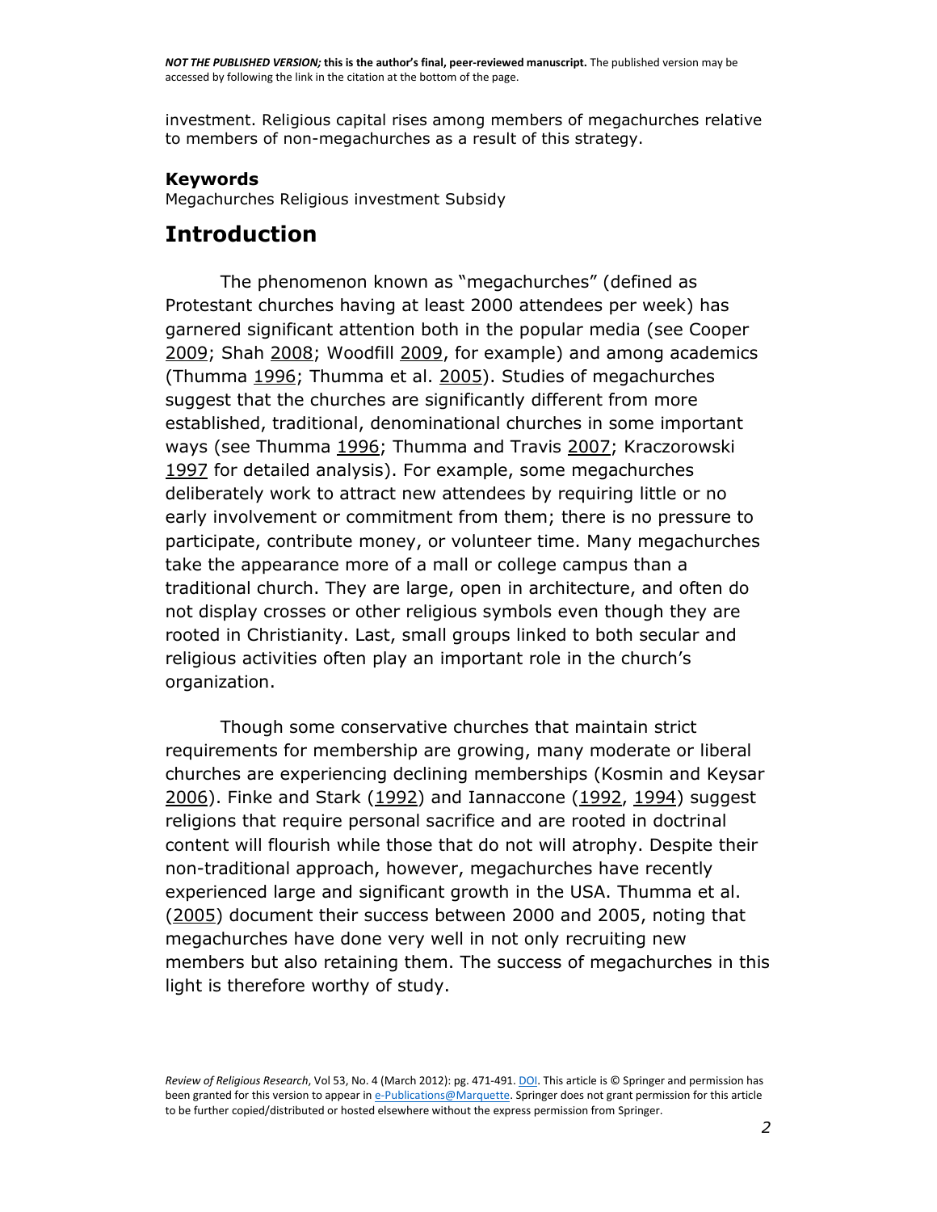investment. Religious capital rises among members of megachurches relative to members of non-megachurches as a result of this strategy.

### Keywords

Megachurches Religious investment Subsidy

## Introduction

The phenomenon known as "megachurches" (defined as Protestant churches having at least 2000 attendees per week) has garnered significant attention both in the popular media (see Cooper 2009; Shah 2008; Woodfill 2009, for example) and among academics (Thumma 1996; Thumma et al. 2005). Studies of megachurches suggest that the churches are significantly different from more established, traditional, denominational churches in some important ways (see Thumma 1996; Thumma and Travis 2007; Kraczorowski 1997 for detailed analysis). For example, some megachurches deliberately work to attract new attendees by requiring little or no early involvement or commitment from them; there is no pressure to participate, contribute money, or volunteer time. Many megachurches take the appearance more of a mall or college campus than a traditional church. They are large, open in architecture, and often do not display crosses or other religious symbols even though they are rooted in Christianity. Last, small groups linked to both secular and religious activities often play an important role in the church's organization.

Though some conservative churches that maintain strict requirements for membership are growing, many moderate or liberal churches are experiencing declining memberships (Kosmin and Keysar 2006). Finke and Stark (1992) and Iannaccone (1992, 1994) suggest religions that require personal sacrifice and are rooted in doctrinal content will flourish while those that do not will atrophy. Despite their non-traditional approach, however, megachurches have recently experienced large and significant growth in the USA. Thumma et al. (2005) document their success between 2000 and 2005, noting that megachurches have done very well in not only recruiting new members but also retaining them. The success of megachurches in this light is therefore worthy of study.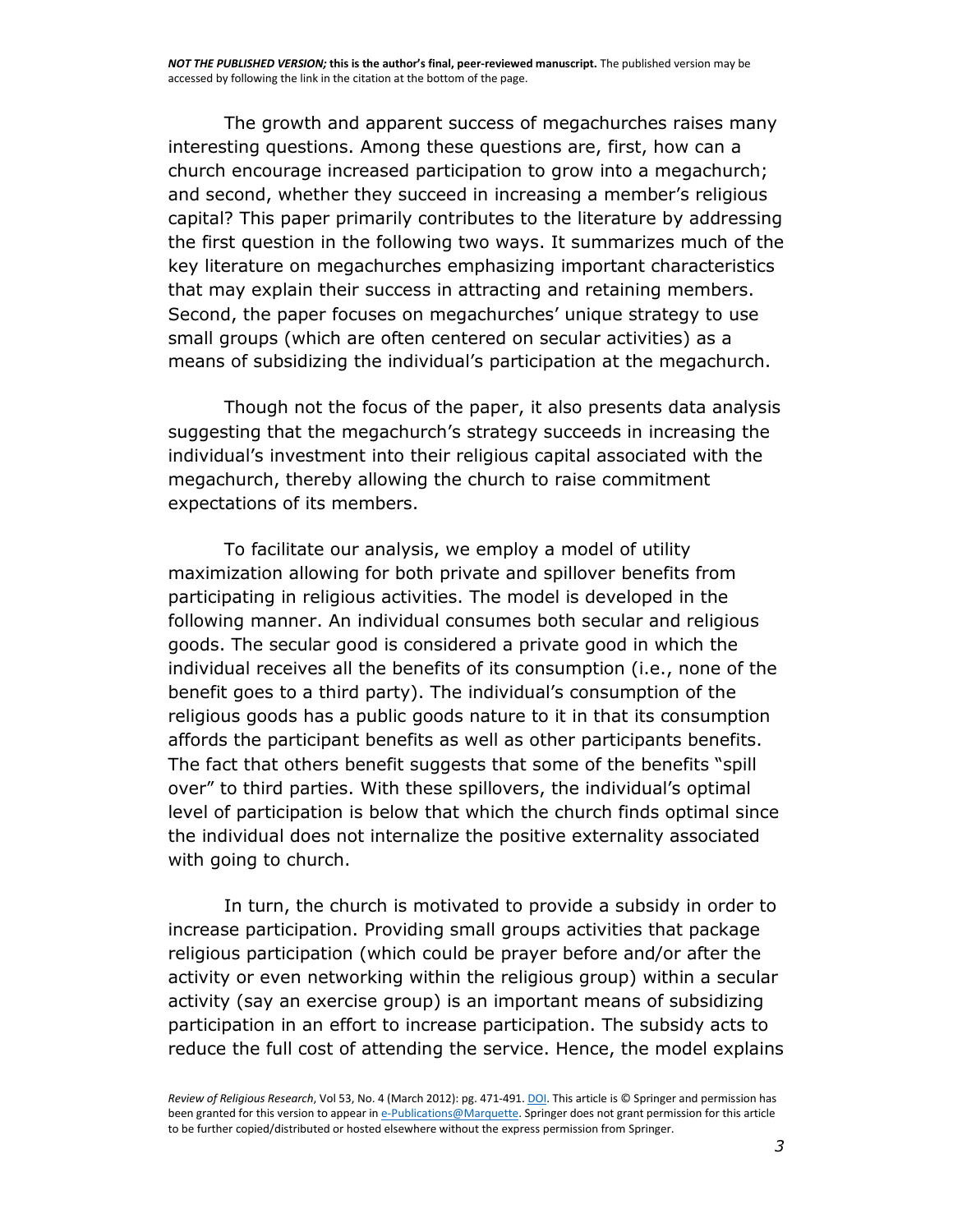The growth and apparent success of megachurches raises many interesting questions. Among these questions are, first, how can a church encourage increased participation to grow into a megachurch; and second, whether they succeed in increasing a member's religious capital? This paper primarily contributes to the literature by addressing the first question in the following two ways. It summarizes much of the key literature on megachurches emphasizing important characteristics that may explain their success in attracting and retaining members. Second, the paper focuses on megachurches' unique strategy to use small groups (which are often centered on secular activities) as a means of subsidizing the individual's participation at the megachurch.

Though not the focus of the paper, it also presents data analysis suggesting that the megachurch's strategy succeeds in increasing the individual's investment into their religious capital associated with the megachurch, thereby allowing the church to raise commitment expectations of its members.

To facilitate our analysis, we employ a model of utility maximization allowing for both private and spillover benefits from participating in religious activities. The model is developed in the following manner. An individual consumes both secular and religious goods. The secular good is considered a private good in which the individual receives all the benefits of its consumption (i.e., none of the benefit goes to a third party). The individual's consumption of the religious goods has a public goods nature to it in that its consumption affords the participant benefits as well as other participants benefits. The fact that others benefit suggests that some of the benefits "spill over" to third parties. With these spillovers, the individual's optimal level of participation is below that which the church finds optimal since the individual does not internalize the positive externality associated with going to church.

In turn, the church is motivated to provide a subsidy in order to increase participation. Providing small groups activities that package religious participation (which could be prayer before and/or after the activity or even networking within the religious group) within a secular activity (say an exercise group) is an important means of subsidizing participation in an effort to increase participation. The subsidy acts to reduce the full cost of attending the service. Hence, the model explains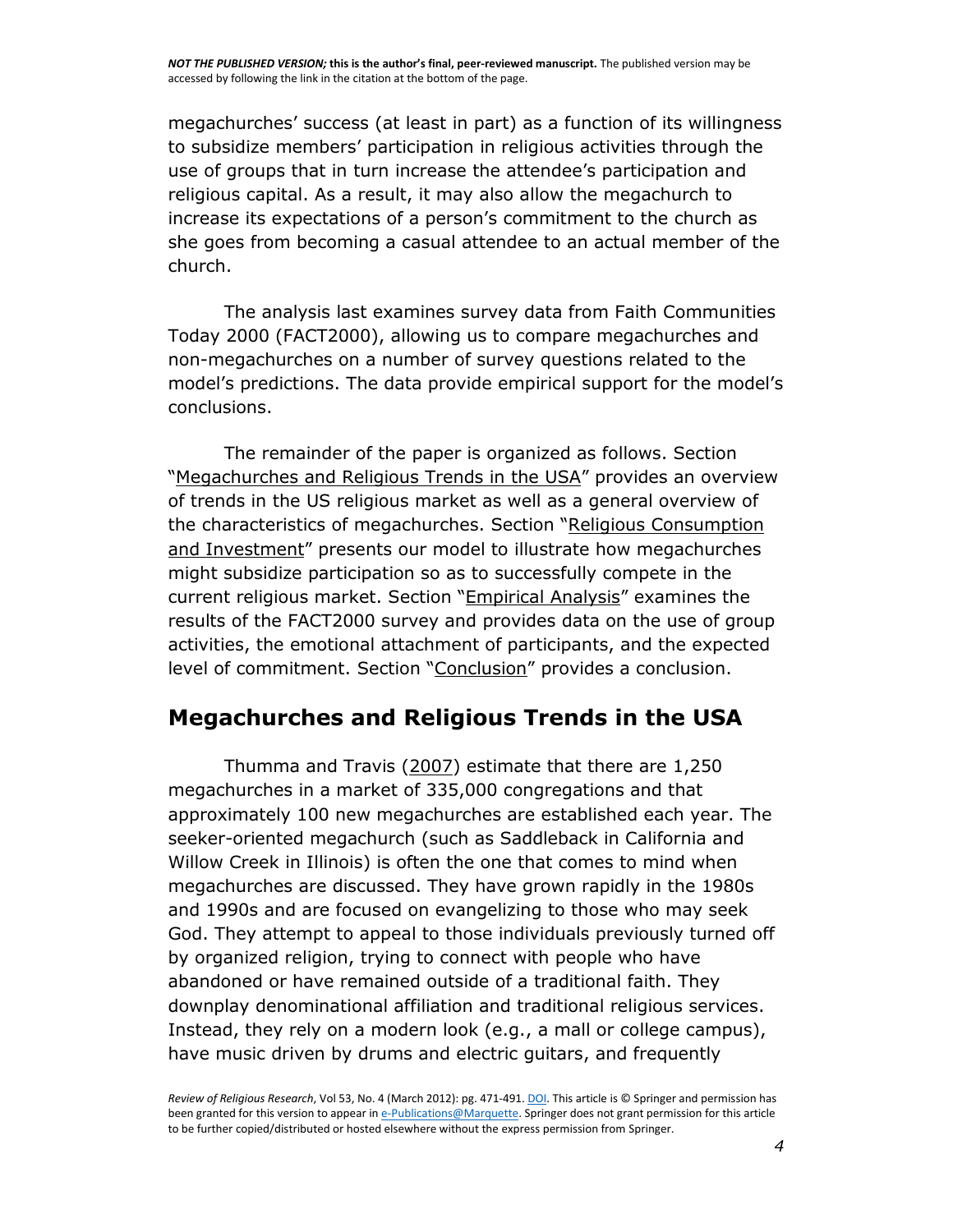megachurches' success (at least in part) as a function of its willingness to subsidize members' participation in religious activities through the use of groups that in turn increase the attendee's participation and religious capital. As a result, it may also allow the megachurch to increase its expectations of a person's commitment to the church as she goes from becoming a casual attendee to an actual member of the church.

The analysis last examines survey data from Faith Communities Today 2000 (FACT2000), allowing us to compare megachurches and non-megachurches on a number of survey questions related to the model's predictions. The data provide empirical support for the model's conclusions.

The remainder of the paper is organized as follows. Section "Megachurches and Religious Trends in the USA" provides an overview of trends in the US religious market as well as a general overview of the characteristics of megachurches. Section "Religious Consumption and Investment" presents our model to illustrate how megachurches might subsidize participation so as to successfully compete in the current religious market. Section "Empirical Analysis" examines the results of the FACT2000 survey and provides data on the use of group activities, the emotional attachment of participants, and the expected level of commitment. Section "Conclusion" provides a conclusion.

## Megachurches and Religious Trends in the USA

Thumma and Travis (2007) estimate that there are 1,250 megachurches in a market of 335,000 congregations and that approximately 100 new megachurches are established each year. The seeker-oriented megachurch (such as Saddleback in California and Willow Creek in Illinois) is often the one that comes to mind when megachurches are discussed. They have grown rapidly in the 1980s and 1990s and are focused on evangelizing to those who may seek God. They attempt to appeal to those individuals previously turned off by organized religion, trying to connect with people who have abandoned or have remained outside of a traditional faith. They downplay denominational affiliation and traditional religious services. Instead, they rely on a modern look (e.g., a mall or college campus), have music driven by drums and electric guitars, and frequently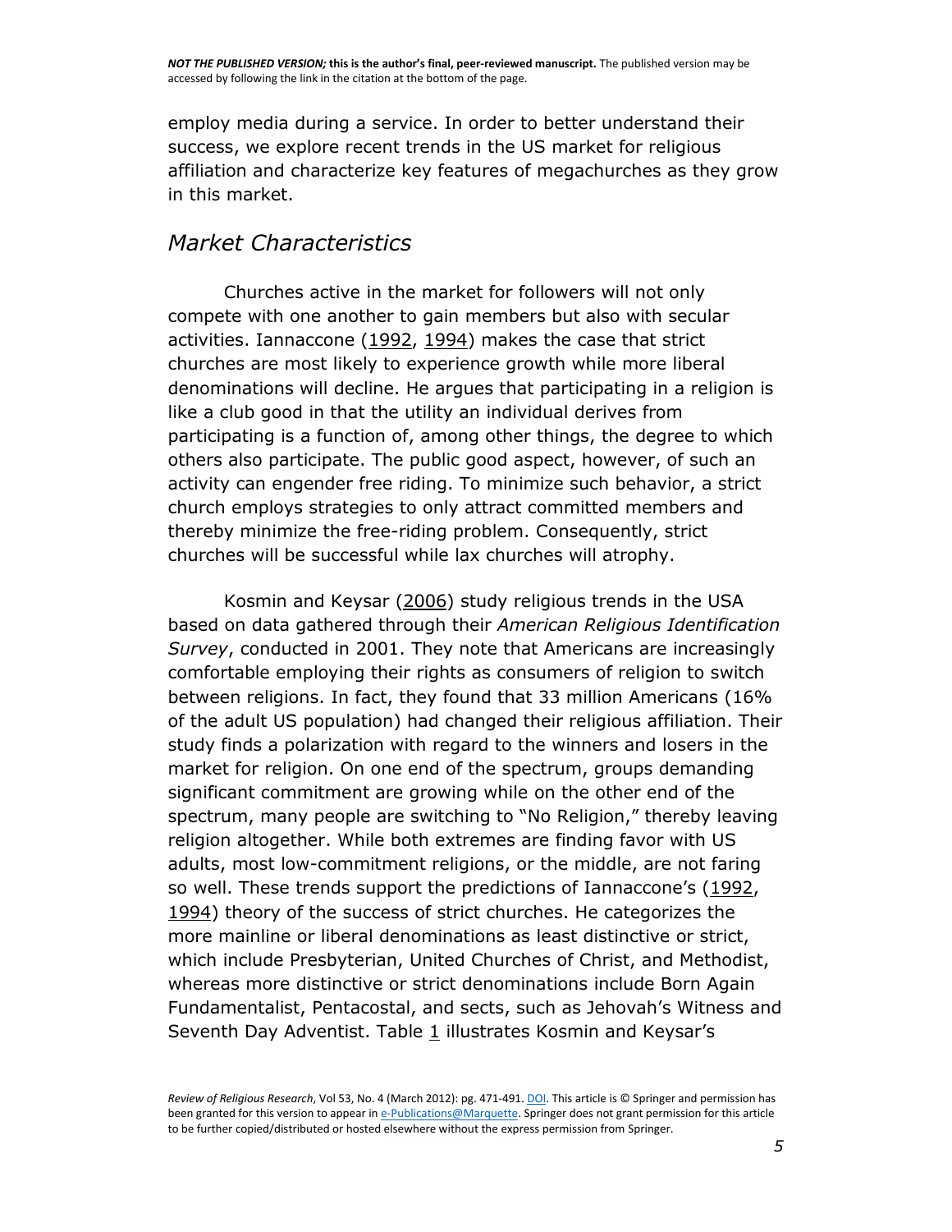employ media during a service. In order to better understand their success, we explore recent trends in the US market for religious affiliation and characterize key features of megachurches as they grow in this market.

## *Market Characteristics*

Churches active in the market for followers will not only compete with one another to gain members but also with secular activities. Iannaccone (1992, 1994) makes the case that strict churches are most likely to experience growth while more liberal denominations will decline. He argues that participating in a religion is like a club good in that the utility an individual derives from participating is a function of, among other things, the degree to which others also participate. The public good aspect, however, of such an activity can engender free riding. To minimize such behavior, a strict church employs strategies to only attract committed members and thereby minimize the free-riding problem. Consequently, strict churches will be successful while lax churches will atrophy.

Kosmin and Keysar (2006) study religious trends in the USA based on data gathered through their *American Religious Identification Survey*, conducted in 2001. They note that Americans are increasingly comfortable employing their rights as consumers of religion to switch between religions. In fact, they found that 33 million Americans (16% of the adult US population) had changed their religious affiliation. Their study finds a polarization with regard to the winners and losers in the market for religion. On one end of the spectrum, groups demanding significant commitment are growing while on the other end of the spectrum, many people are switching to "No Religion," thereby leaving religion altogether. While both extremes are finding favor with US adults, most low-commitment religions, or the middle, are not faring so well. These trends support the predictions of Iannaccone's (1992, 1994) theory of the success of strict churches. He categorizes the more mainline or liberal denominations as least distinctive or strict, which include Presbyterian, United Churches of Christ, and Methodist, whereas more distinctive or strict denominations include Born Again Fundamentalist, Pentacostal, and sects, such as Jehovah's Witness and Seventh Day Adventist. Table 1 illustrates Kosmin and Keysar's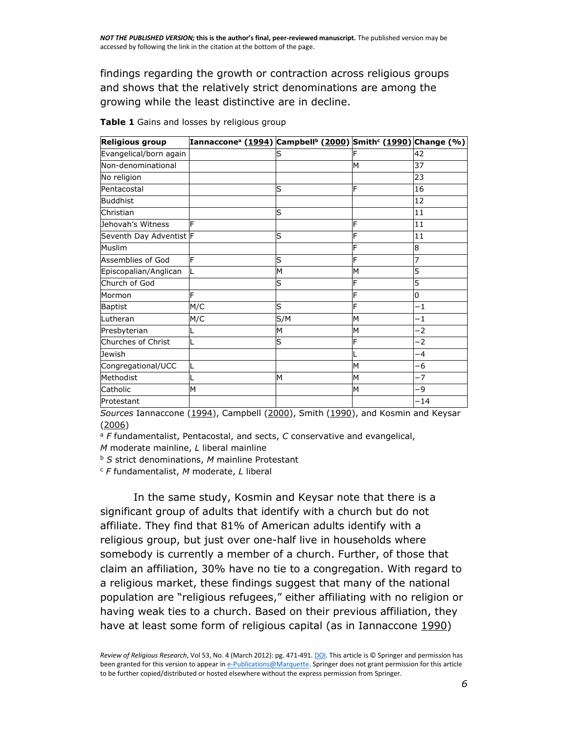findings regarding the growth or contraction across religious groups and shows that the relatively strict denominations are among the growing while the least distinctive are in decline.

**Table 1** Gains and losses by religious group

| Religious group | Iannaccone[a] (1994) | Campbell[b] (2000) | Smith[c] (1990) | Change (%) |
|---|---|---|---|---|
| Evangelical/born again | | S | F | 42 |
| Non-denominational | | | M | 37 |
| No religion | | | | 23 |
| Pentacostal | | S | F | 16 |
| Buddhist | | | | 12 |
| Christian | | S | | 11 |
| Jehovah's Witness | F | | F | 11 |
| Seventh Day Adventist | F | S | F | 11 |
| Muslim | | | F | 8 |
| Assemblies of God | F | S | F | 7 |
| Episcopalian/Anglican | L | M | M | 5 |
| Church of God | | S | F | 5 |
| Mormon | F | | F | 0 |
| Baptist | M/C | S | F | −1 |
| Lutheran | M/C | S/M | M | −1 |
| Presbyterian | L | M | M | −2 |
| Churches of Christ | L | S | F | −2 |
| Jewish | | | L | −4 |
| Congregational/UCC | L | | M | −6 |
| Methodist | L | M | M | −7 |
| Catholic | M | | M | −9 |
| Protestant | | | | −14 |

*Sources* Iannaccone (1994), Campbell (2000), Smith (1990), and Kosmin and Keysar (2006)

[a] *F* fundamentalist, Pentacostal, and sects, *C* conservative and evangelical, *M* moderate mainline, *L* liberal mainline

[b] *S* strict denominations, *M* mainline Protestant

[c] *F* fundamentalist, *M* moderate, *L* liberal

In the same study, Kosmin and Keysar note that there is a significant group of adults that identify with a church but do not affiliate. They find that 81% of American adults identify with a religious group, but just over one-half live in households where somebody is currently a member of a church. Further, of those that claim an affiliation, 30% have no tie to a congregation. With regard to a religious market, these findings suggest that many of the national population are "religious refugees," either affiliating with no religion or having weak ties to a church. Based on their previous affiliation, they have at least some form of religious capital (as in Iannaccone 1990)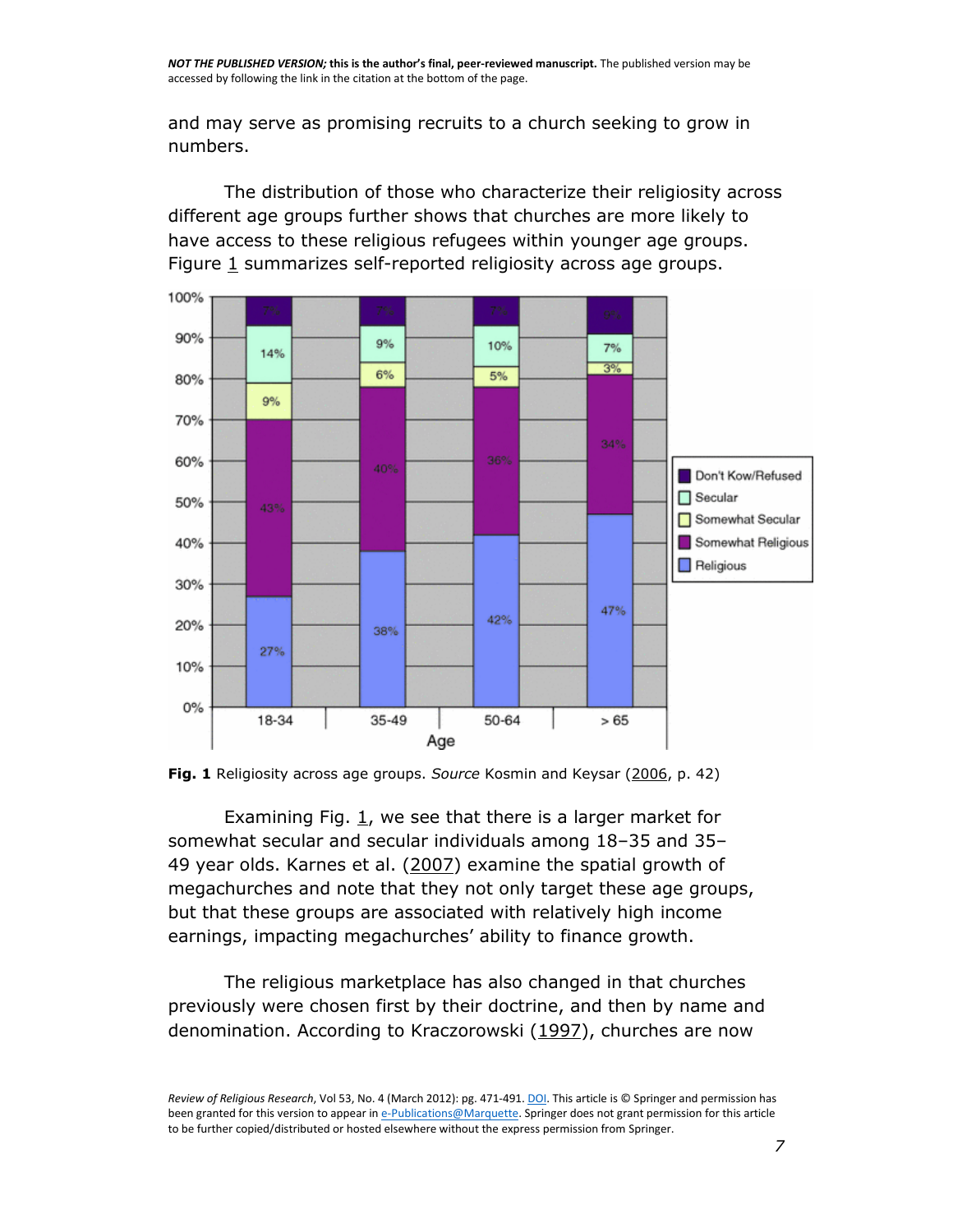and may serve as promising recruits to a church seeking to grow in numbers.

The distribution of those who characterize their religiosity across different age groups further shows that churches are more likely to have access to these religious refugees within younger age groups. Figure 1 summarizes self-reported religiosity across age groups.

**Fig. 1** Religiosity across age groups. *Source* Kosmin and Keysar (2006, p. 42)

Examining Fig. 1, we see that there is a larger market for somewhat secular and secular individuals among 18–35 and 35–49 year olds. Karnes et al. (2007) examine the spatial growth of megachurches and note that they not only target these age groups, but that these groups are associated with relatively high income earnings, impacting megachurches' ability to finance growth.

The religious marketplace has also changed in that churches previously were chosen first by their doctrine, and then by name and denomination. According to Kraczorowski (1997), churches are now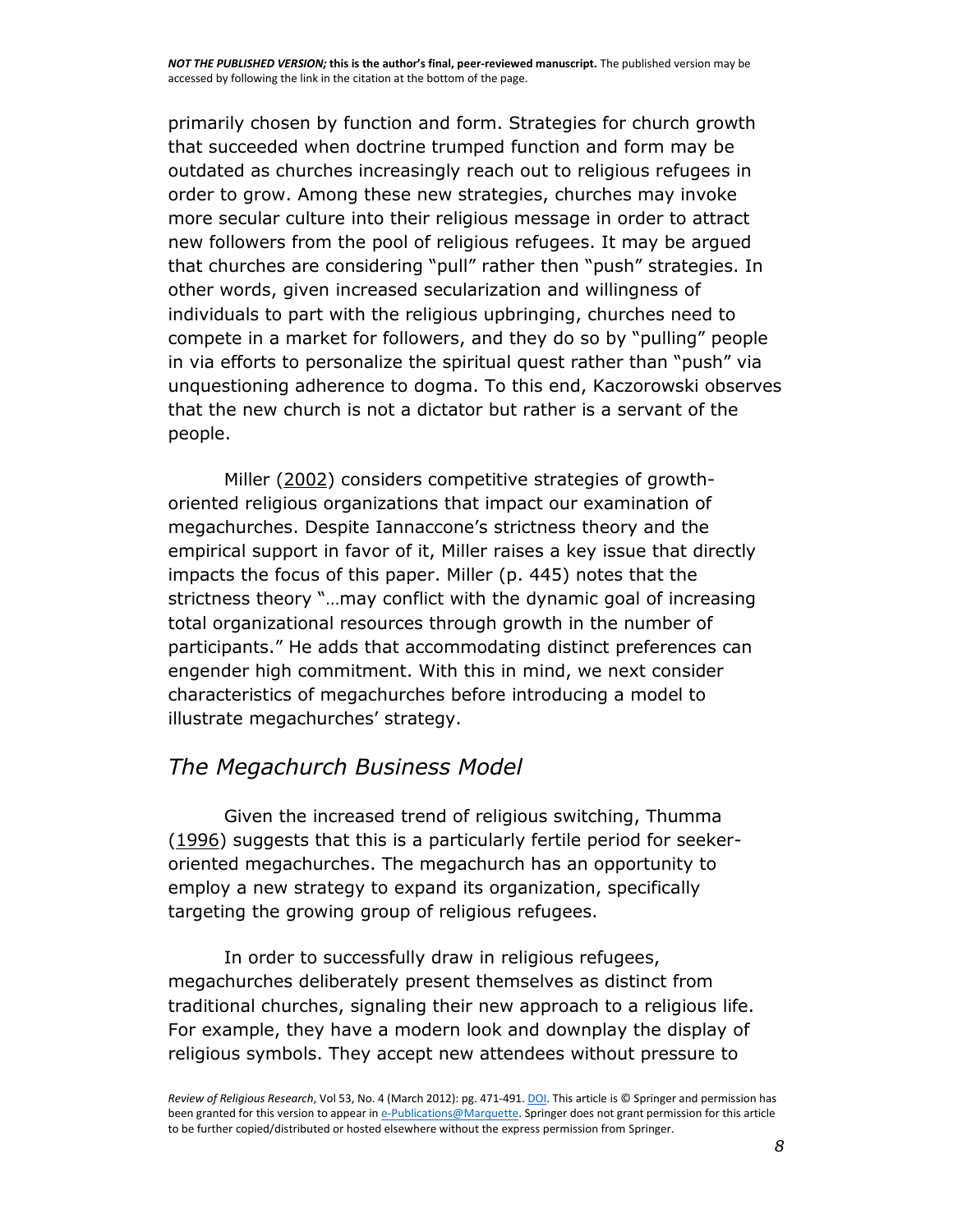primarily chosen by function and form. Strategies for church growth that succeeded when doctrine trumped function and form may be outdated as churches increasingly reach out to religious refugees in order to grow. Among these new strategies, churches may invoke more secular culture into their religious message in order to attract new followers from the pool of religious refugees. It may be argued that churches are considering "pull" rather then "push" strategies. In other words, given increased secularization and willingness of individuals to part with the religious upbringing, churches need to compete in a market for followers, and they do so by "pulling" people in via efforts to personalize the spiritual quest rather than "push" via unquestioning adherence to dogma. To this end, Kaczorowski observes that the new church is not a dictator but rather is a servant of the people.

Miller (2002) considers competitive strategies of growth-oriented religious organizations that impact our examination of megachurches. Despite Iannaccone's strictness theory and the empirical support in favor of it, Miller raises a key issue that directly impacts the focus of this paper. Miller (p. 445) notes that the strictness theory "…may conflict with the dynamic goal of increasing total organizational resources through growth in the number of participants." He adds that accommodating distinct preferences can engender high commitment. With this in mind, we next consider characteristics of megachurches before introducing a model to illustrate megachurches' strategy.

## *The Megachurch Business Model*

Given the increased trend of religious switching, Thumma (1996) suggests that this is a particularly fertile period for seeker-oriented megachurches. The megachurch has an opportunity to employ a new strategy to expand its organization, specifically targeting the growing group of religious refugees.

In order to successfully draw in religious refugees, megachurches deliberately present themselves as distinct from traditional churches, signaling their new approach to a religious life. For example, they have a modern look and downplay the display of religious symbols. They accept new attendees without pressure to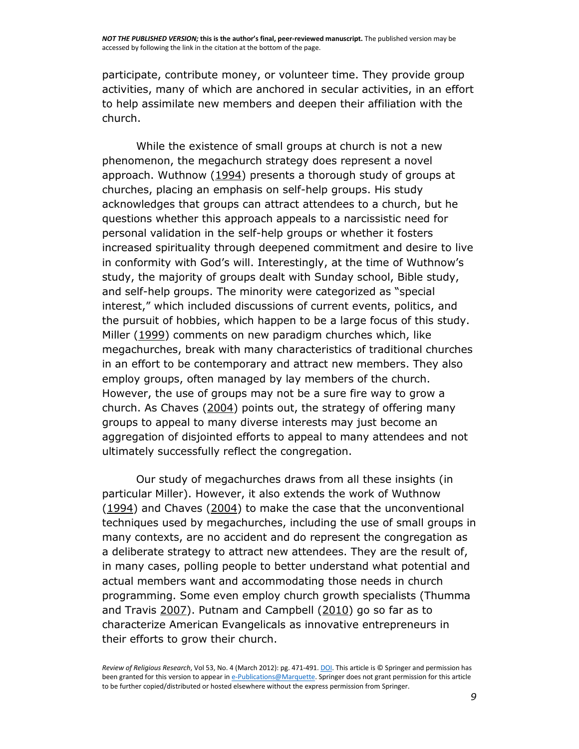participate, contribute money, or volunteer time. They provide group activities, many of which are anchored in secular activities, in an effort to help assimilate new members and deepen their affiliation with the church.

While the existence of small groups at church is not a new phenomenon, the megachurch strategy does represent a novel approach. Wuthnow (1994) presents a thorough study of groups at churches, placing an emphasis on self-help groups. His study acknowledges that groups can attract attendees to a church, but he questions whether this approach appeals to a narcissistic need for personal validation in the self-help groups or whether it fosters increased spirituality through deepened commitment and desire to live in conformity with God's will. Interestingly, at the time of Wuthnow's study, the majority of groups dealt with Sunday school, Bible study, and self-help groups. The minority were categorized as "special interest," which included discussions of current events, politics, and the pursuit of hobbies, which happen to be a large focus of this study. Miller (1999) comments on new paradigm churches which, like megachurches, break with many characteristics of traditional churches in an effort to be contemporary and attract new members. They also employ groups, often managed by lay members of the church. However, the use of groups may not be a sure fire way to grow a church. As Chaves (2004) points out, the strategy of offering many groups to appeal to many diverse interests may just become an aggregation of disjointed efforts to appeal to many attendees and not ultimately successfully reflect the congregation.

Our study of megachurches draws from all these insights (in particular Miller). However, it also extends the work of Wuthnow (1994) and Chaves (2004) to make the case that the unconventional techniques used by megachurches, including the use of small groups in many contexts, are no accident and do represent the congregation as a deliberate strategy to attract new attendees. They are the result of, in many cases, polling people to better understand what potential and actual members want and accommodating those needs in church programming. Some even employ church growth specialists (Thumma and Travis 2007). Putnam and Campbell (2010) go so far as to characterize American Evangelicals as innovative entrepreneurs in their efforts to grow their church.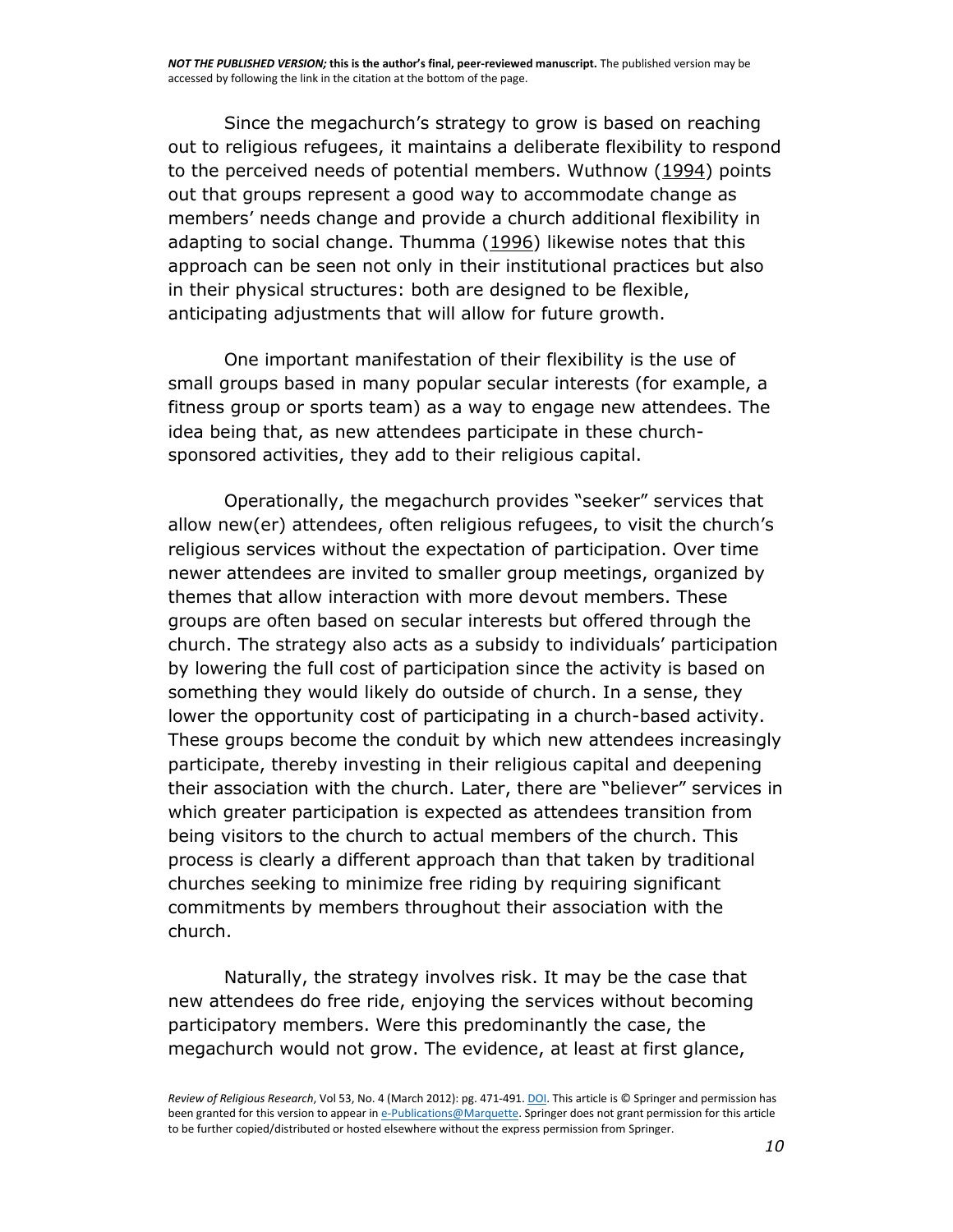Since the megachurch's strategy to grow is based on reaching out to religious refugees, it maintains a deliberate flexibility to respond to the perceived needs of potential members. Wuthnow (1994) points out that groups represent a good way to accommodate change as members' needs change and provide a church additional flexibility in adapting to social change. Thumma (1996) likewise notes that this approach can be seen not only in their institutional practices but also in their physical structures: both are designed to be flexible, anticipating adjustments that will allow for future growth.

One important manifestation of their flexibility is the use of small groups based in many popular secular interests (for example, a fitness group or sports team) as a way to engage new attendees. The idea being that, as new attendees participate in these church-sponsored activities, they add to their religious capital.

Operationally, the megachurch provides "seeker" services that allow new(er) attendees, often religious refugees, to visit the church's religious services without the expectation of participation. Over time newer attendees are invited to smaller group meetings, organized by themes that allow interaction with more devout members. These groups are often based on secular interests but offered through the church. The strategy also acts as a subsidy to individuals' participation by lowering the full cost of participation since the activity is based on something they would likely do outside of church. In a sense, they lower the opportunity cost of participating in a church-based activity. These groups become the conduit by which new attendees increasingly participate, thereby investing in their religious capital and deepening their association with the church. Later, there are "believer" services in which greater participation is expected as attendees transition from being visitors to the church to actual members of the church. This process is clearly a different approach than that taken by traditional churches seeking to minimize free riding by requiring significant commitments by members throughout their association with the church.

Naturally, the strategy involves risk. It may be the case that new attendees do free ride, enjoying the services without becoming participatory members. Were this predominantly the case, the megachurch would not grow. The evidence, at least at first glance,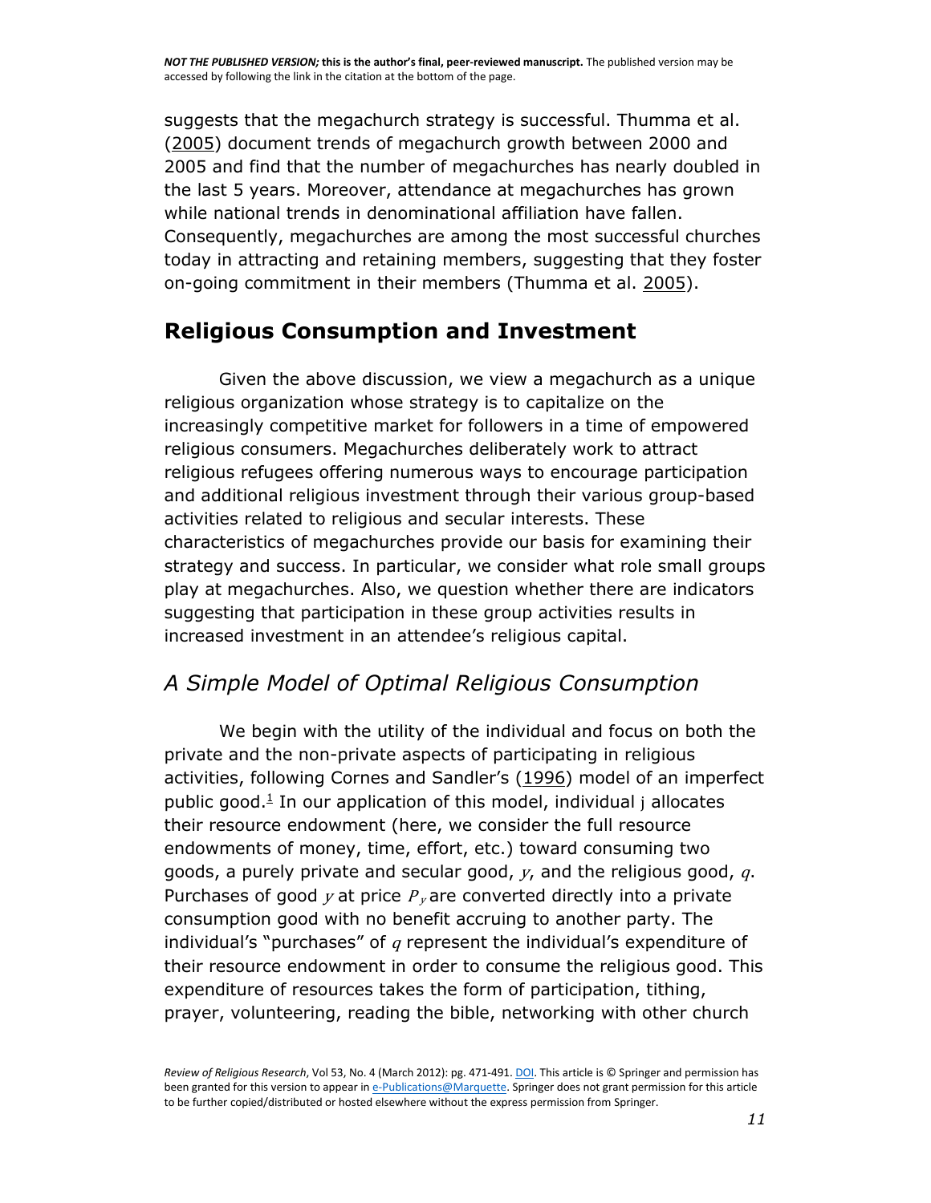suggests that the megachurch strategy is successful. Thumma et al. (2005) document trends of megachurch growth between 2000 and 2005 and find that the number of megachurches has nearly doubled in the last 5 years. Moreover, attendance at megachurches has grown while national trends in denominational affiliation have fallen. Consequently, megachurches are among the most successful churches today in attracting and retaining members, suggesting that they foster on-going commitment in their members (Thumma et al. 2005).

## Religious Consumption and Investment

Given the above discussion, we view a megachurch as a unique religious organization whose strategy is to capitalize on the increasingly competitive market for followers in a time of empowered religious consumers. Megachurches deliberately work to attract religious refugees offering numerous ways to encourage participation and additional religious investment through their various group-based activities related to religious and secular interests. These characteristics of megachurches provide our basis for examining their strategy and success. In particular, we consider what role small groups play at megachurches. Also, we question whether there are indicators suggesting that participation in these group activities results in increased investment in an attendee's religious capital.

### *A Simple Model of Optimal Religious Consumption*

We begin with the utility of the individual and focus on both the private and the non-private aspects of participating in religious activities, following Cornes and Sandler's (1996) model of an imperfect public good.[1] In our application of this model, individual $j$ allocates their resource endowment (here, we consider the full resource endowments of money, time, effort, etc.) toward consuming two goods, a purely private and secular good, $y$, and the religious good, $q$. Purchases of good $y$ at price $P_y$ are converted directly into a private consumption good with no benefit accruing to another party. The individual's "purchases" of $q$ represent the individual's expenditure of their resource endowment in order to consume the religious good. This expenditure of resources takes the form of participation, tithing, prayer, volunteering, reading the bible, networking with other church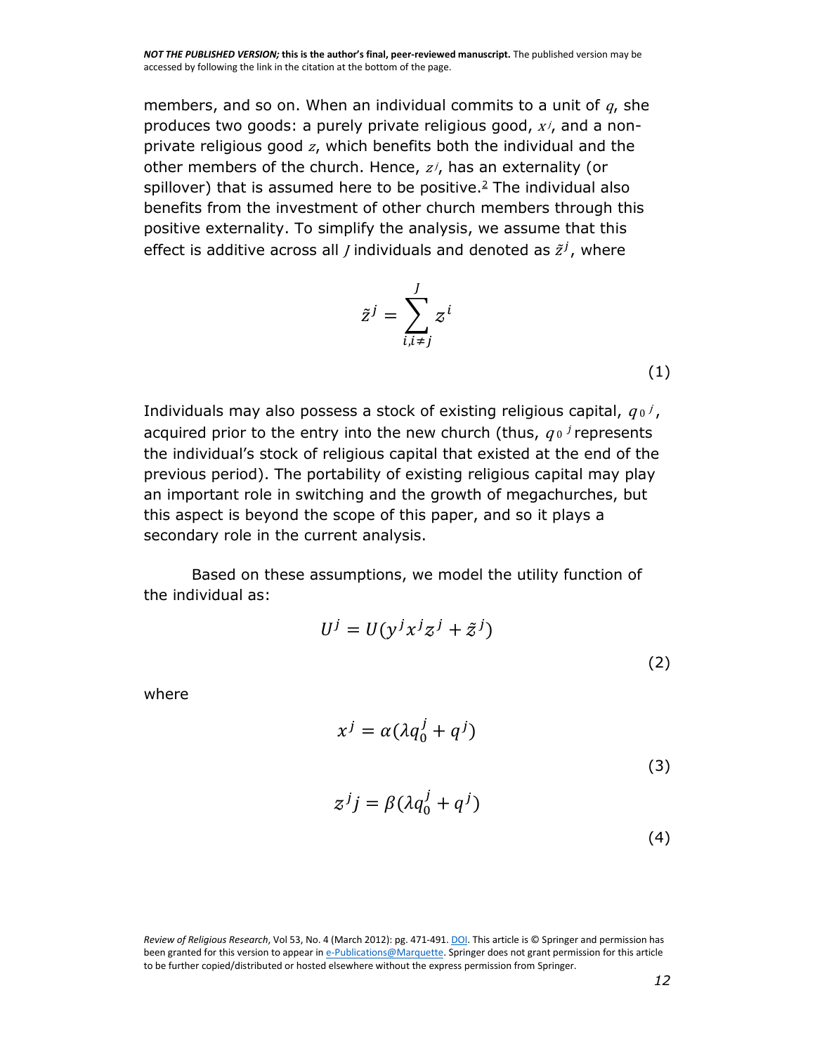members, and so on. When an individual commits to a unit of $q$, she produces two goods: a purely private religious good, $x^j$, and a non-private religious good $z$, which benefits both the individual and the other members of the church. Hence, $z^j$, has an externality (or spillover) that is assumed here to be positive.[2] The individual also benefits from the investment of other church members through this positive externality. To simplify the analysis, we assume that this effect is additive across all $J$ individuals and denoted as $\tilde{z}^j$, where

$$\tilde{z}^j = \sum_{i,i \neq j}^{J} z^i \tag{1}$$

Individuals may also possess a stock of existing religious capital, $q_0{}^j$, acquired prior to the entry into the new church (thus, $q_0{}^j$ represents the individual's stock of religious capital that existed at the end of the previous period). The portability of existing religious capital may play an important role in switching and the growth of megachurches, but this aspect is beyond the scope of this paper, and so it plays a secondary role in the current analysis.

Based on these assumptions, we model the utility function of the individual as:

$$U^j = U(y^j x^j z^j + \tilde{z}^j) \tag{2}$$

where

$$x^j = \alpha(\lambda q_0^j + q^j) \tag{3}$$

$$z^j j = \beta(\lambda q_0^j + q^j) \tag{4}$$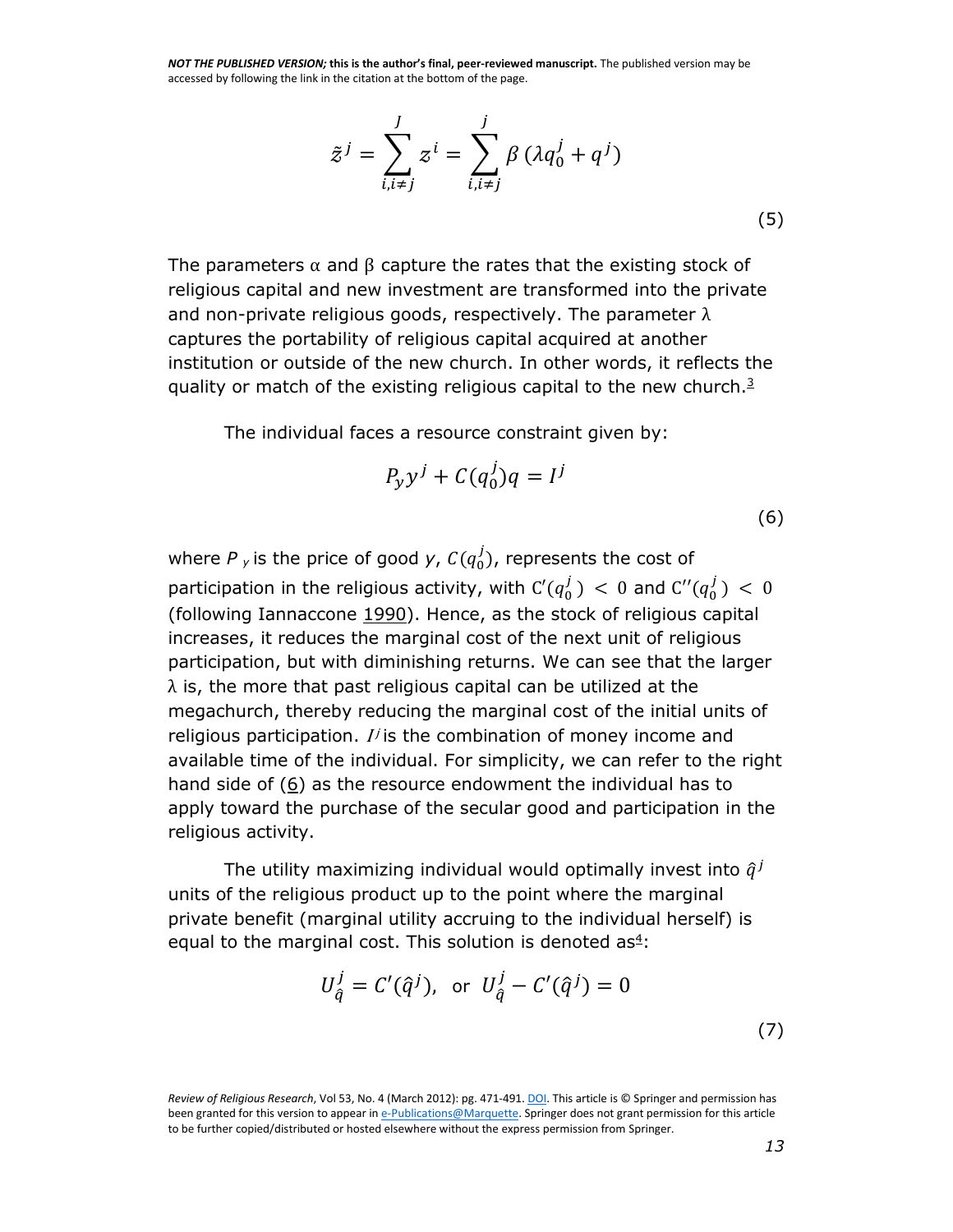$$\tilde{z}^j = \sum_{i,i \neq j}^{J} z^i = \sum_{i,i \neq j}^{j} \beta \left(\lambda q_0^j + q^j\right) \tag{5}$$

The parameters α and β capture the rates that the existing stock of religious capital and new investment are transformed into the private and non-private religious goods, respectively. The parameter λ captures the portability of religious capital acquired at another institution or outside of the new church. In other words, it reflects the quality or match of the existing religious capital to the new church.[3]

The individual faces a resource constraint given by:

$$P_y y^j + C(q_0^j) q = I^j \tag{6}$$

where $P_y$ is the price of good $y$, $C(q_0^j)$, represents the cost of participation in the religious activity, with $C'(q_0^j) < 0$ and $C''(q_0^j) < 0$ (following Iannaccone 1990). Hence, as the stock of religious capital increases, it reduces the marginal cost of the next unit of religious participation, but with diminishing returns. We can see that the larger λ is, the more that past religious capital can be utilized at the megachurch, thereby reducing the marginal cost of the initial units of religious participation. $I^j$ is the combination of money income and available time of the individual. For simplicity, we can refer to the right hand side of (6) as the resource endowment the individual has to apply toward the purchase of the secular good and participation in the religious activity.

The utility maximizing individual would optimally invest into $\hat{q}^j$ units of the religious product up to the point where the marginal private benefit (marginal utility accruing to the individual herself) is equal to the marginal cost. This solution is denoted as[4]:

$$U_{\hat{q}}^j = C'(\hat{q}^j), \text{ or } U_{\hat{q}}^j - C'(\hat{q}^j) = 0 \tag{7}$$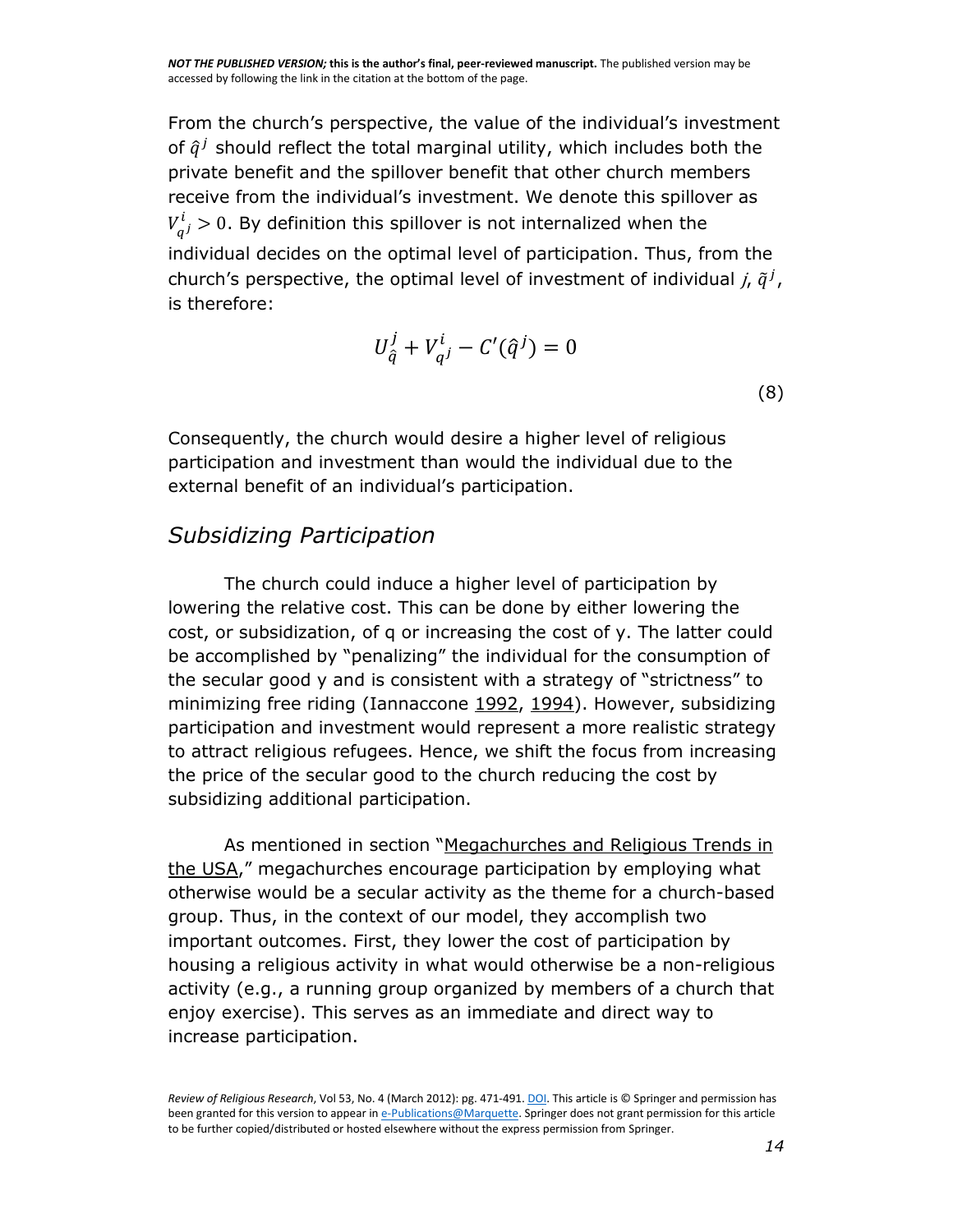From the church's perspective, the value of the individual's investment of $\hat{q}^j$ should reflect the total marginal utility, which includes both the private benefit and the spillover benefit that other church members receive from the individual's investment. We denote this spillover as $V^i_{q^j} > 0$. By definition this spillover is not internalized when the individual decides on the optimal level of participation. Thus, from the church's perspective, the optimal level of investment of individual *j*, $\tilde{q}^j$, is therefore:

$$U^j_{\hat{q}} + V^i_{q^j} - C'(\hat{q}^j) = 0 \tag{8}$$

Consequently, the church would desire a higher level of religious participation and investment than would the individual due to the external benefit of an individual's participation.

## *Subsidizing Participation*

The church could induce a higher level of participation by lowering the relative cost. This can be done by either lowering the cost, or subsidization, of q or increasing the cost of y. The latter could be accomplished by "penalizing" the individual for the consumption of the secular good y and is consistent with a strategy of "strictness" to minimizing free riding (Iannaccone 1992, 1994). However, subsidizing participation and investment would represent a more realistic strategy to attract religious refugees. Hence, we shift the focus from increasing the price of the secular good to the church reducing the cost by subsidizing additional participation.

As mentioned in section "Megachurches and Religious Trends in the USA," megachurches encourage participation by employing what otherwise would be a secular activity as the theme for a church-based group. Thus, in the context of our model, they accomplish two important outcomes. First, they lower the cost of participation by housing a religious activity in what would otherwise be a non-religious activity (e.g., a running group organized by members of a church that enjoy exercise). This serves as an immediate and direct way to increase participation.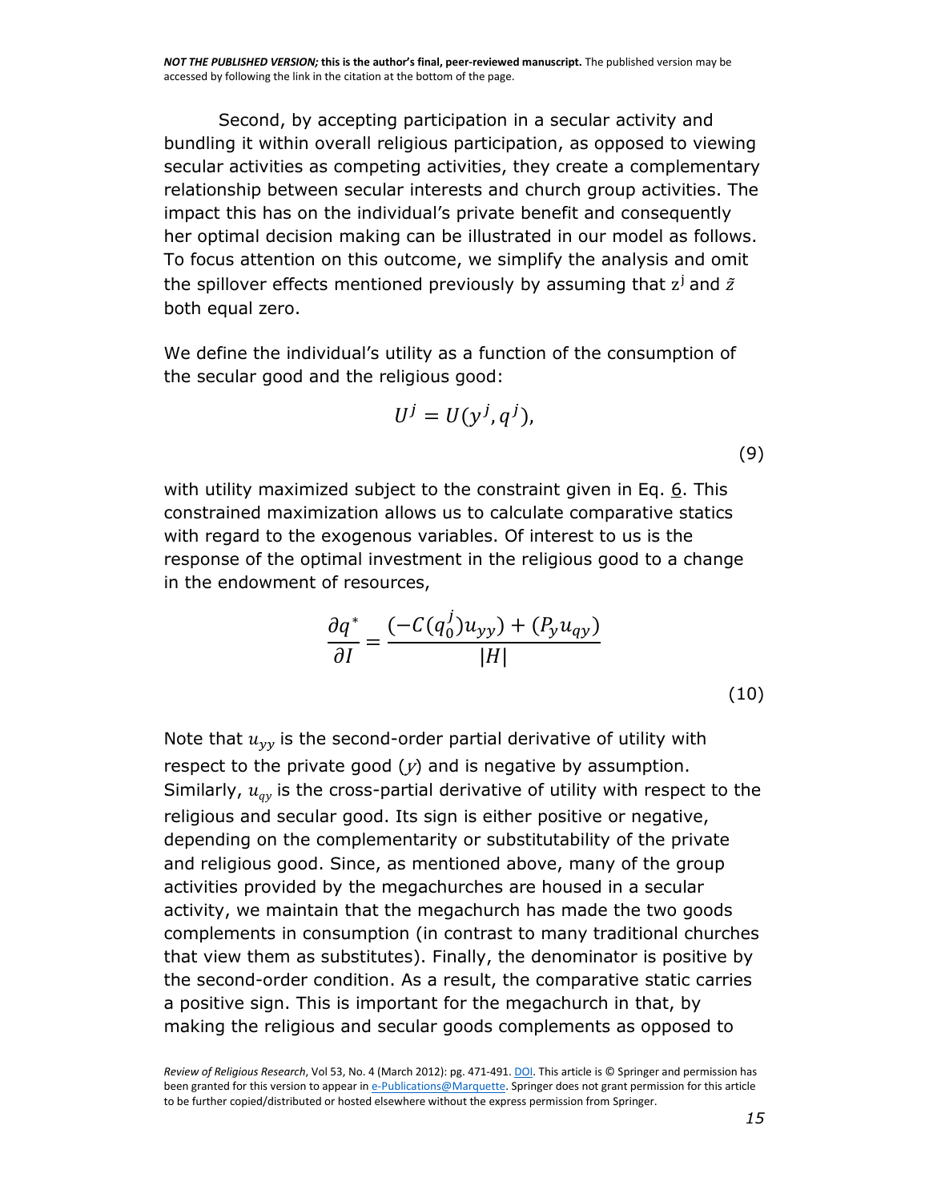Second, by accepting participation in a secular activity and bundling it within overall religious participation, as opposed to viewing secular activities as competing activities, they create a complementary relationship between secular interests and church group activities. The impact this has on the individual's private benefit and consequently her optimal decision making can be illustrated in our model as follows. To focus attention on this outcome, we simplify the analysis and omit the spillover effects mentioned previously by assuming that $z^j$ and $\tilde{z}$ both equal zero.

We define the individual's utility as a function of the consumption of the secular good and the religious good:

$$U^j = U(y^j, q^j), \tag{9}$$

with utility maximized subject to the constraint given in Eq. 6. This constrained maximization allows us to calculate comparative statics with regard to the exogenous variables. Of interest to us is the response of the optimal investment in the religious good to a change in the endowment of resources,

$$\frac{\partial q^*}{\partial I} = \frac{(-C(q_0^j)u_{yy}) + (P_y u_{qy})}{|H|} \tag{10}$$

Note that $u_{yy}$ is the second-order partial derivative of utility with respect to the private good ($y$) and is negative by assumption. Similarly, $u_{qy}$ is the cross-partial derivative of utility with respect to the religious and secular good. Its sign is either positive or negative, depending on the complementarity or substitutability of the private and religious good. Since, as mentioned above, many of the group activities provided by the megachurches are housed in a secular activity, we maintain that the megachurch has made the two goods complements in consumption (in contrast to many traditional churches that view them as substitutes). Finally, the denominator is positive by the second-order condition. As a result, the comparative static carries a positive sign. This is important for the megachurch in that, by making the religious and secular goods complements as opposed to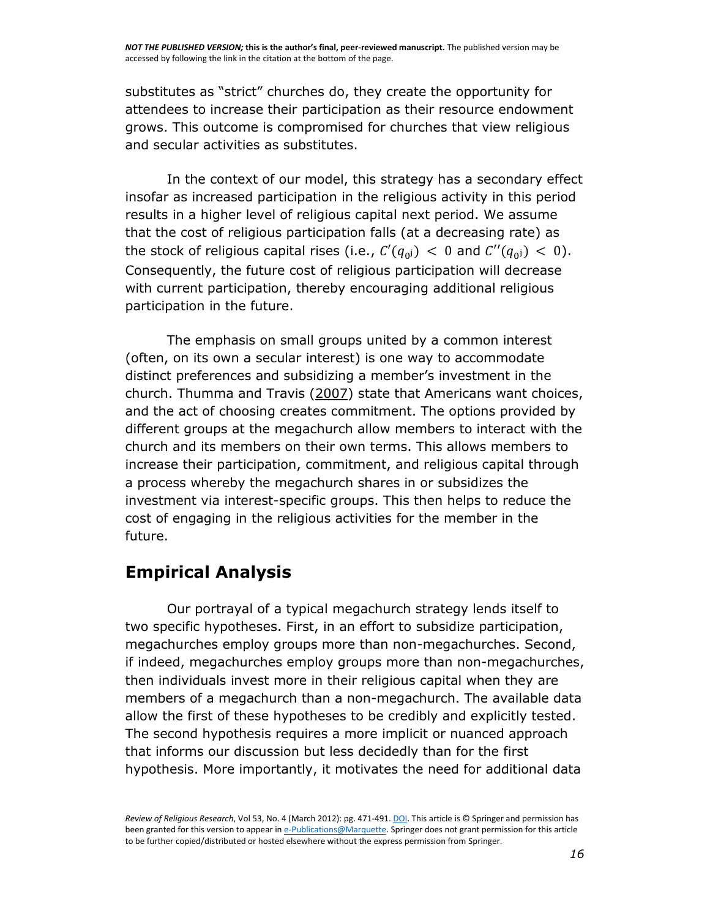substitutes as "strict" churches do, they create the opportunity for attendees to increase their participation as their resource endowment grows. This outcome is compromised for churches that view religious and secular activities as substitutes.

In the context of our model, this strategy has a secondary effect insofar as increased participation in the religious activity in this period results in a higher level of religious capital next period. We assume that the cost of religious participation falls (at a decreasing rate) as the stock of religious capital rises (i.e., $C'(q_{0j}) < 0$ and $C''(q_{0j}) < 0$). Consequently, the future cost of religious participation will decrease with current participation, thereby encouraging additional religious participation in the future.

The emphasis on small groups united by a common interest (often, on its own a secular interest) is one way to accommodate distinct preferences and subsidizing a member's investment in the church. Thumma and Travis (2007) state that Americans want choices, and the act of choosing creates commitment. The options provided by different groups at the megachurch allow members to interact with the church and its members on their own terms. This allows members to increase their participation, commitment, and religious capital through a process whereby the megachurch shares in or subsidizes the investment via interest-specific groups. This then helps to reduce the cost of engaging in the religious activities for the member in the future.

## Empirical Analysis

Our portrayal of a typical megachurch strategy lends itself to two specific hypotheses. First, in an effort to subsidize participation, megachurches employ groups more than non-megachurches. Second, if indeed, megachurches employ groups more than non-megachurches, then individuals invest more in their religious capital when they are members of a megachurch than a non-megachurch. The available data allow the first of these hypotheses to be credibly and explicitly tested. The second hypothesis requires a more implicit or nuanced approach that informs our discussion but less decidedly than for the first hypothesis. More importantly, it motivates the need for additional data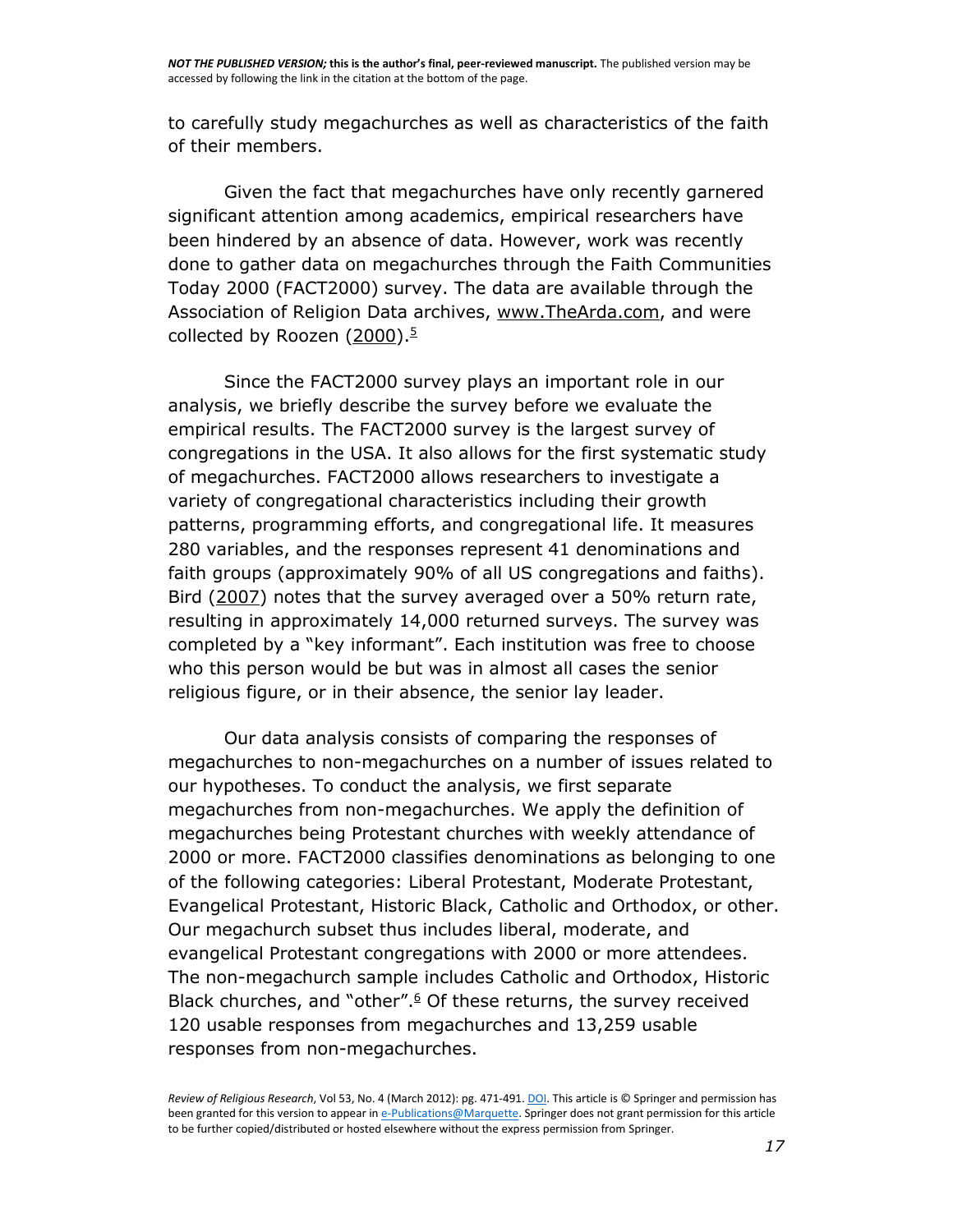to carefully study megachurches as well as characteristics of the faith of their members.

Given the fact that megachurches have only recently garnered significant attention among academics, empirical researchers have been hindered by an absence of data. However, work was recently done to gather data on megachurches through the Faith Communities Today 2000 (FACT2000) survey. The data are available through the Association of Religion Data archives, www.TheArda.com, and were collected by Roozen (2000).[5]

Since the FACT2000 survey plays an important role in our analysis, we briefly describe the survey before we evaluate the empirical results. The FACT2000 survey is the largest survey of congregations in the USA. It also allows for the first systematic study of megachurches. FACT2000 allows researchers to investigate a variety of congregational characteristics including their growth patterns, programming efforts, and congregational life. It measures 280 variables, and the responses represent 41 denominations and faith groups (approximately 90% of all US congregations and faiths). Bird (2007) notes that the survey averaged over a 50% return rate, resulting in approximately 14,000 returned surveys. The survey was completed by a "key informant". Each institution was free to choose who this person would be but was in almost all cases the senior religious figure, or in their absence, the senior lay leader.

Our data analysis consists of comparing the responses of megachurches to non-megachurches on a number of issues related to our hypotheses. To conduct the analysis, we first separate megachurches from non-megachurches. We apply the definition of megachurches being Protestant churches with weekly attendance of 2000 or more. FACT2000 classifies denominations as belonging to one of the following categories: Liberal Protestant, Moderate Protestant, Evangelical Protestant, Historic Black, Catholic and Orthodox, or other. Our megachurch subset thus includes liberal, moderate, and evangelical Protestant congregations with 2000 or more attendees. The non-megachurch sample includes Catholic and Orthodox, Historic Black churches, and "other".[6] Of these returns, the survey received 120 usable responses from megachurches and 13,259 usable responses from non-megachurches.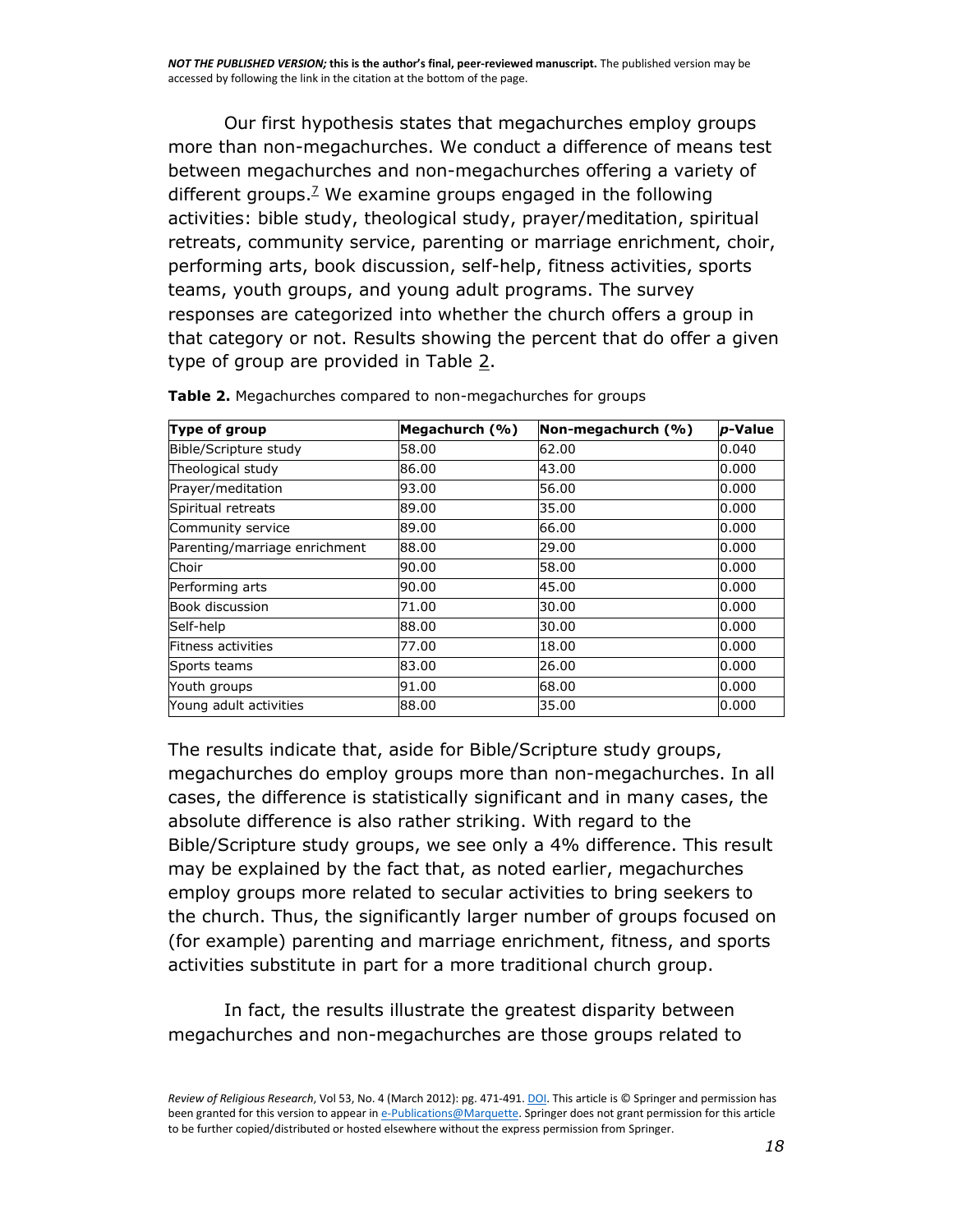Our first hypothesis states that megachurches employ groups more than non-megachurches. We conduct a difference of means test between megachurches and non-megachurches offering a variety of different groups.[7] We examine groups engaged in the following activities: bible study, theological study, prayer/meditation, spiritual retreats, community service, parenting or marriage enrichment, choir, performing arts, book discussion, self-help, fitness activities, sports teams, youth groups, and young adult programs. The survey responses are categorized into whether the church offers a group in that category or not. Results showing the percent that do offer a given type of group are provided in Table 2.

**Table 2.** Megachurches compared to non-megachurches for groups

| Type of group | Megachurch (%) | Non-megachurch (%) | *p*-Value |
|---|---|---|---|
| Bible/Scripture study | 58.00 | 62.00 | 0.040 |
| Theological study | 86.00 | 43.00 | 0.000 |
| Prayer/meditation | 93.00 | 56.00 | 0.000 |
| Spiritual retreats | 89.00 | 35.00 | 0.000 |
| Community service | 89.00 | 66.00 | 0.000 |
| Parenting/marriage enrichment | 88.00 | 29.00 | 0.000 |
| Choir | 90.00 | 58.00 | 0.000 |
| Performing arts | 90.00 | 45.00 | 0.000 |
| Book discussion | 71.00 | 30.00 | 0.000 |
| Self-help | 88.00 | 30.00 | 0.000 |
| Fitness activities | 77.00 | 18.00 | 0.000 |
| Sports teams | 83.00 | 26.00 | 0.000 |
| Youth groups | 91.00 | 68.00 | 0.000 |
| Young adult activities | 88.00 | 35.00 | 0.000 |

The results indicate that, aside for Bible/Scripture study groups, megachurches do employ groups more than non-megachurches. In all cases, the difference is statistically significant and in many cases, the absolute difference is also rather striking. With regard to the Bible/Scripture study groups, we see only a 4% difference. This result may be explained by the fact that, as noted earlier, megachurches employ groups more related to secular activities to bring seekers to the church. Thus, the significantly larger number of groups focused on (for example) parenting and marriage enrichment, fitness, and sports activities substitute in part for a more traditional church group.

In fact, the results illustrate the greatest disparity between megachurches and non-megachurches are those groups related to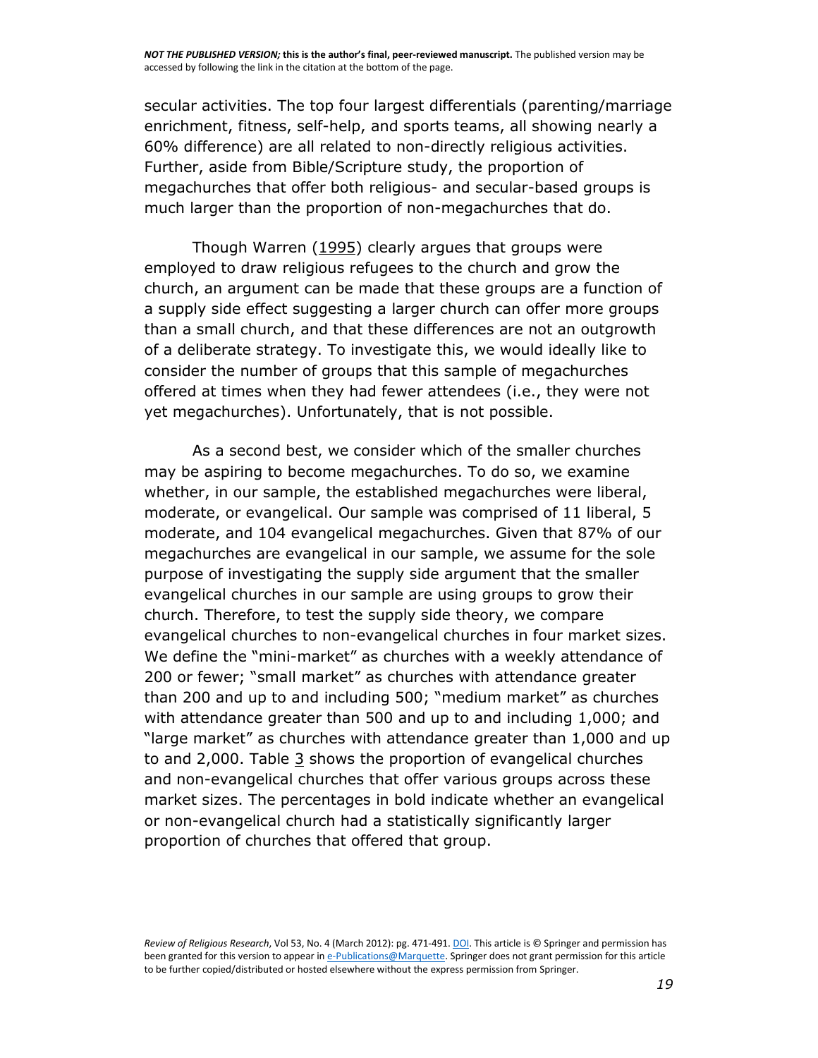secular activities. The top four largest differentials (parenting/marriage enrichment, fitness, self-help, and sports teams, all showing nearly a 60% difference) are all related to non-directly religious activities. Further, aside from Bible/Scripture study, the proportion of megachurches that offer both religious- and secular-based groups is much larger than the proportion of non-megachurches that do.

Though Warren (1995) clearly argues that groups were employed to draw religious refugees to the church and grow the church, an argument can be made that these groups are a function of a supply side effect suggesting a larger church can offer more groups than a small church, and that these differences are not an outgrowth of a deliberate strategy. To investigate this, we would ideally like to consider the number of groups that this sample of megachurches offered at times when they had fewer attendees (i.e., they were not yet megachurches). Unfortunately, that is not possible.

As a second best, we consider which of the smaller churches may be aspiring to become megachurches. To do so, we examine whether, in our sample, the established megachurches were liberal, moderate, or evangelical. Our sample was comprised of 11 liberal, 5 moderate, and 104 evangelical megachurches. Given that 87% of our megachurches are evangelical in our sample, we assume for the sole purpose of investigating the supply side argument that the smaller evangelical churches in our sample are using groups to grow their church. Therefore, to test the supply side theory, we compare evangelical churches to non-evangelical churches in four market sizes. We define the "mini-market" as churches with a weekly attendance of 200 or fewer; "small market" as churches with attendance greater than 200 and up to and including 500; "medium market" as churches with attendance greater than 500 and up to and including 1,000; and "large market" as churches with attendance greater than 1,000 and up to and 2,000. Table 3 shows the proportion of evangelical churches and non-evangelical churches that offer various groups across these market sizes. The percentages in bold indicate whether an evangelical or non-evangelical church had a statistically significantly larger proportion of churches that offered that group.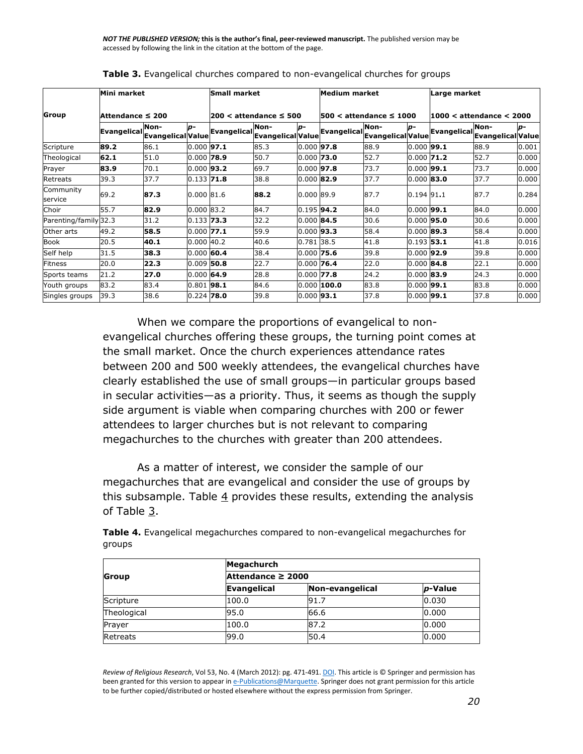**Table 3.** Evangelical churches compared to non-evangelical churches for groups

| Group | Mini market | | | Small market | | | Medium market | | | Large market | | |
|---|---|---|---|---|---|---|---|---|---|---|---|---|
| | Attendance ≤ 200 | | | 200 < attendance ≤ 500 | | | 500 < attendance ≤ 1000 | | | 1000 < attendance < 2000 | | |
| | Evangelical | Non-Evangelical | *p*-Value | Evangelical | Non-Evangelical | *p*-Value | Evangelical | Non-Evangelical | *p*-Value | Evangelical | Non-Evangelical | *p*-Value |
| Scripture | **89.2** | 86.1 | 0.000 | **97.1** | 85.3 | 0.000 | **97.8** | 88.9 | 0.000 | **99.1** | 88.9 | 0.001 |
| Theological | **62.1** | 51.0 | 0.000 | **78.9** | 50.7 | 0.000 | **73.0** | 52.7 | 0.000 | **71.2** | 52.7 | 0.000 |
| Prayer | **83.9** | 70.1 | 0.000 | **93.2** | 69.7 | 0.000 | **97.8** | 73.7 | 0.000 | **99.1** | 73.7 | 0.000 |
| Retreats | 39.3 | 37.7 | 0.133 | **71.8** | 38.8 | 0.000 | **82.9** | 37.7 | 0.000 | **83.0** | 37.7 | 0.000 |
| Community service | 69.2 | **87.3** | 0.000 | 81.6 | **88.2** | 0.000 | 89.9 | 87.7 | 0.194 | 91.1 | 87.7 | 0.284 |
| Choir | 55.7 | **82.9** | 0.000 | 83.2 | 84.7 | 0.195 | **94.2** | 84.0 | 0.000 | **99.1** | 84.0 | 0.000 |
| Parenting/family | 32.3 | 31.2 | 0.133 | **73.3** | 32.2 | 0.000 | **84.5** | 30.6 | 0.000 | **95.0** | 30.6 | 0.000 |
| Other arts | 49.2 | **58.5** | 0.000 | **77.1** | 59.9 | 0.000 | **93.3** | 58.4 | 0.000 | **89.3** | 58.4 | 0.000 |
| Book | 20.5 | **40.1** | 0.000 | 40.2 | 40.6 | 0.781 | 38.5 | 41.8 | 0.193 | **53.1** | 41.8 | 0.016 |
| Self help | 31.5 | **38.3** | 0.000 | **60.4** | 38.4 | 0.000 | **75.6** | 39.8 | 0.000 | **92.9** | 39.8 | 0.000 |
| Fitness | 20.0 | **22.3** | 0.009 | **50.8** | 22.7 | 0.000 | **76.4** | 22.0 | 0.000 | **84.8** | 22.1 | 0.000 |
| Sports teams | 21.2 | **27.0** | 0.000 | **64.9** | 28.8 | 0.000 | **77.8** | 24.2 | 0.000 | **83.9** | 24.3 | 0.000 |
| Youth groups | 83.2 | 83.4 | 0.801 | **98.1** | 84.6 | 0.000 | **100.0** | 83.8 | 0.000 | **99.1** | 83.8 | 0.000 |
| Singles groups | 39.3 | 38.6 | 0.224 | **78.0** | 39.8 | 0.000 | **93.1** | 37.8 | 0.000 | **99.1** | 37.8 | 0.000 |

When we compare the proportions of evangelical to non-evangelical churches offering these groups, the turning point comes at the small market. Once the church experiences attendance rates between 200 and 500 weekly attendees, the evangelical churches have clearly established the use of small groups—in particular groups based in secular activities—as a priority. Thus, it seems as though the supply side argument is viable when comparing churches with 200 or fewer attendees to larger churches but is not relevant to comparing megachurches to the churches with greater than 200 attendees.

As a matter of interest, we consider the sample of our megachurches that are evangelical and consider the use of groups by this subsample. Table 4 provides these results, extending the analysis of Table 3.

**Table 4.** Evangelical megachurches compared to non-evangelical megachurches for groups

| Group | Megachurch | | |
|---|---|---|---|
| | Attendance ≥ 2000 | | |
| | Evangelical | Non-evangelical | *p*-Value |
| Scripture | 100.0 | 91.7 | 0.030 |
| Theological | 95.0 | 66.6 | 0.000 |
| Prayer | 100.0 | 87.2 | 0.000 |
| Retreats | 99.0 | 50.4 | 0.000 |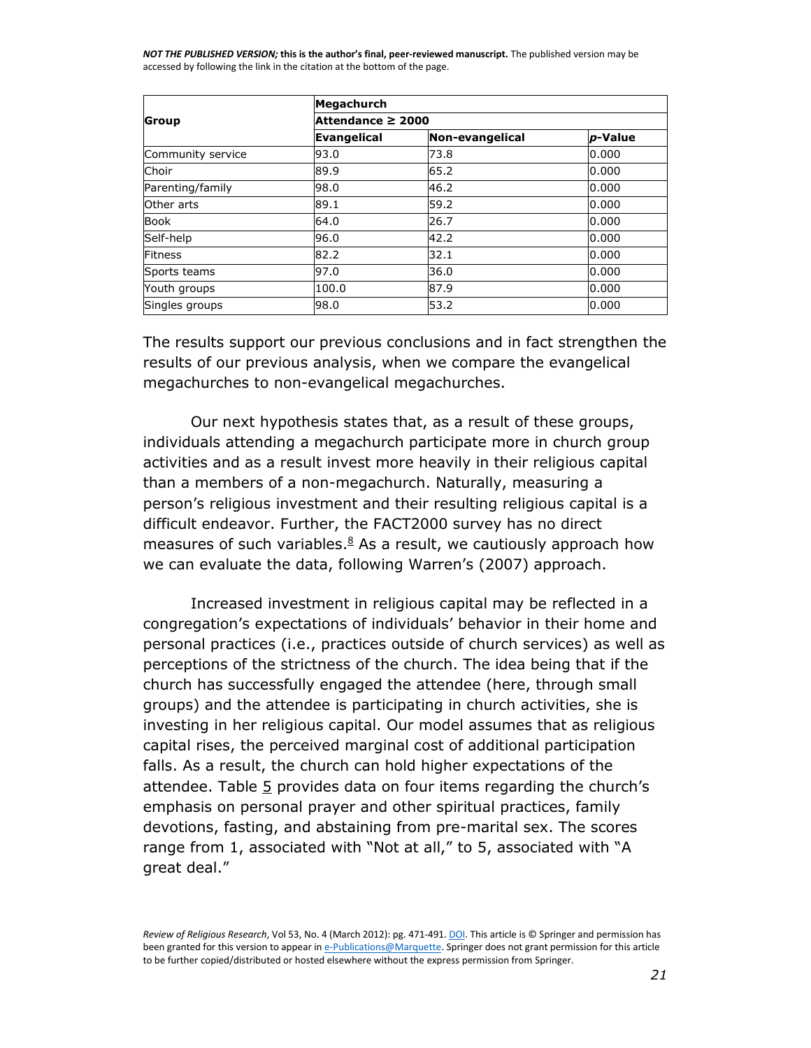| Group | Megachurch | | |
|---|---|---|---|
| | Attendance ≥ 2000 | | |
| | Evangelical | Non-evangelical | *p*-Value |
| Community service | 93.0 | 73.8 | 0.000 |
| Choir | 89.9 | 65.2 | 0.000 |
| Parenting/family | 98.0 | 46.2 | 0.000 |
| Other arts | 89.1 | 59.2 | 0.000 |
| Book | 64.0 | 26.7 | 0.000 |
| Self-help | 96.0 | 42.2 | 0.000 |
| Fitness | 82.2 | 32.1 | 0.000 |
| Sports teams | 97.0 | 36.0 | 0.000 |
| Youth groups | 100.0 | 87.9 | 0.000 |
| Singles groups | 98.0 | 53.2 | 0.000 |

The results support our previous conclusions and in fact strengthen the results of our previous analysis, when we compare the evangelical megachurches to non-evangelical megachurches.

Our next hypothesis states that, as a result of these groups, individuals attending a megachurch participate more in church group activities and as a result invest more heavily in their religious capital than a members of a non-megachurch. Naturally, measuring a person's religious investment and their resulting religious capital is a difficult endeavor. Further, the FACT2000 survey has no direct measures of such variables.[8] As a result, we cautiously approach how we can evaluate the data, following Warren's (2007) approach.

Increased investment in religious capital may be reflected in a congregation's expectations of individuals' behavior in their home and personal practices (i.e., practices outside of church services) as well as perceptions of the strictness of the church. The idea being that if the church has successfully engaged the attendee (here, through small groups) and the attendee is participating in church activities, she is investing in her religious capital. Our model assumes that as religious capital rises, the perceived marginal cost of additional participation falls. As a result, the church can hold higher expectations of the attendee. Table 5 provides data on four items regarding the church's emphasis on personal prayer and other spiritual practices, family devotions, fasting, and abstaining from pre-marital sex. The scores range from 1, associated with "Not at all," to 5, associated with "A great deal."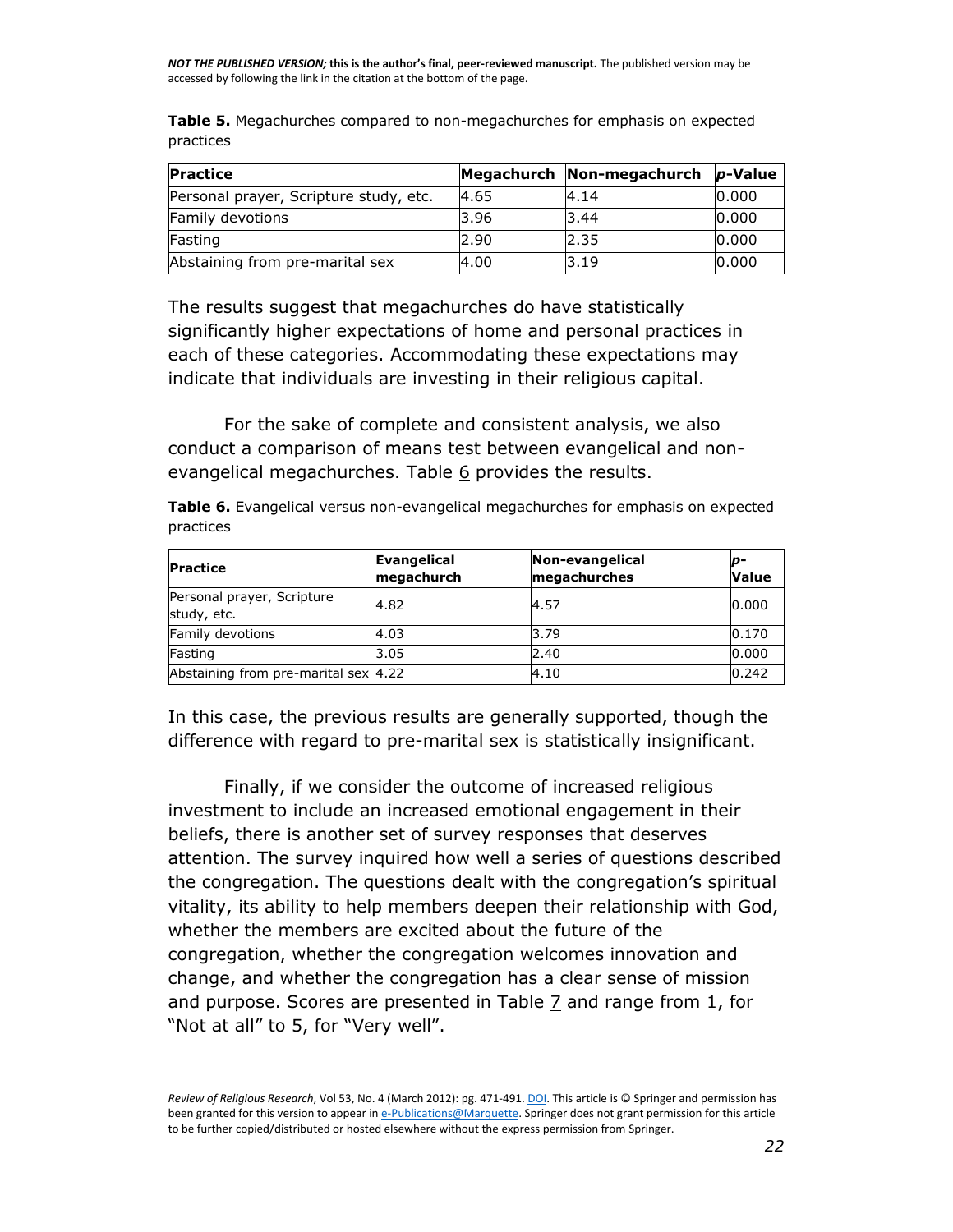**Table 5.** Megachurches compared to non-megachurches for emphasis on expected practices

| Practice | Megachurch | Non-megachurch | *p*-Value |
| --- | --- | --- | --- |
| Personal prayer, Scripture study, etc. | 4.65 | 4.14 | 0.000 |
| Family devotions | 3.96 | 3.44 | 0.000 |
| Fasting | 2.90 | 2.35 | 0.000 |
| Abstaining from pre-marital sex | 4.00 | 3.19 | 0.000 |

The results suggest that megachurches do have statistically significantly higher expectations of home and personal practices in each of these categories. Accommodating these expectations may indicate that individuals are investing in their religious capital.

For the sake of complete and consistent analysis, we also conduct a comparison of means test between evangelical and non-evangelical megachurches. Table 6 provides the results.

**Table 6.** Evangelical versus non-evangelical megachurches for emphasis on expected practices

| Practice | Evangelical megachurch | Non-evangelical megachurches | *p*-Value |
| --- | --- | --- | --- |
| Personal prayer, Scripture study, etc. | 4.82 | 4.57 | 0.000 |
| Family devotions | 4.03 | 3.79 | 0.170 |
| Fasting | 3.05 | 2.40 | 0.000 |
| Abstaining from pre-marital sex | 4.22 | 4.10 | 0.242 |

In this case, the previous results are generally supported, though the difference with regard to pre-marital sex is statistically insignificant.

Finally, if we consider the outcome of increased religious investment to include an increased emotional engagement in their beliefs, there is another set of survey responses that deserves attention. The survey inquired how well a series of questions described the congregation. The questions dealt with the congregation's spiritual vitality, its ability to help members deepen their relationship with God, whether the members are excited about the future of the congregation, whether the congregation welcomes innovation and change, and whether the congregation has a clear sense of mission and purpose. Scores are presented in Table 7 and range from 1, for "Not at all" to 5, for "Very well".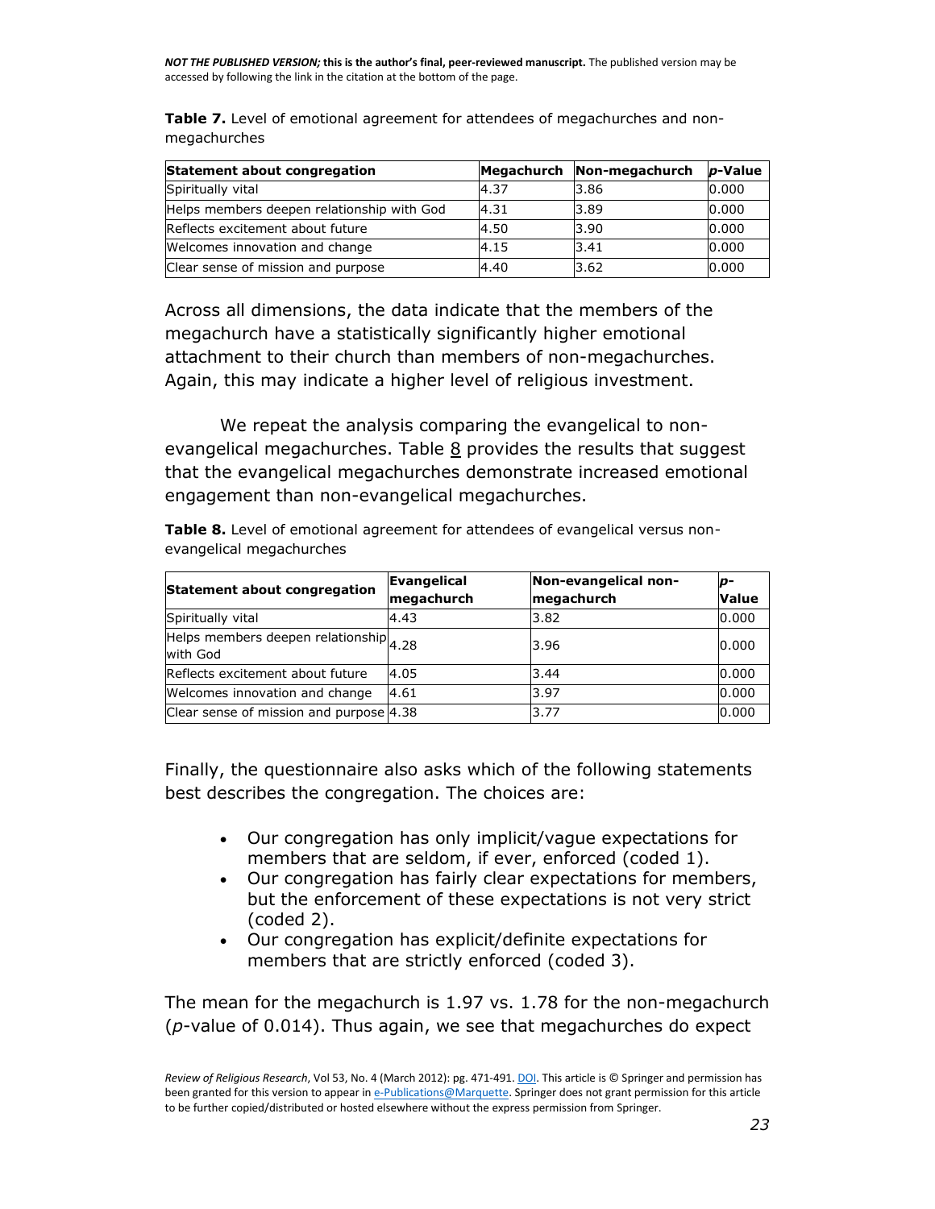**Table 7.** Level of emotional agreement for attendees of megachurches and non-megachurches

| Statement about congregation | Megachurch | Non-megachurch | *p*-Value |
| --- | --- | --- | --- |
| Spiritually vital | 4.37 | 3.86 | 0.000 |
| Helps members deepen relationship with God | 4.31 | 3.89 | 0.000 |
| Reflects excitement about future | 4.50 | 3.90 | 0.000 |
| Welcomes innovation and change | 4.15 | 3.41 | 0.000 |
| Clear sense of mission and purpose | 4.40 | 3.62 | 0.000 |

Across all dimensions, the data indicate that the members of the megachurch have a statistically significantly higher emotional attachment to their church than members of non-megachurches. Again, this may indicate a higher level of religious investment.

We repeat the analysis comparing the evangelical to non-evangelical megachurches. Table 8 provides the results that suggest that the evangelical megachurches demonstrate increased emotional engagement than non-evangelical megachurches.

**Table 8.** Level of emotional agreement for attendees of evangelical versus non-evangelical megachurches

| Statement about congregation | Evangelical megachurch | Non-evangelical non-megachurch | *p*-Value |
| --- | --- | --- | --- |
| Spiritually vital | 4.43 | 3.82 | 0.000 |
| Helps members deepen relationship with God | 4.28 | 3.96 | 0.000 |
| Reflects excitement about future | 4.05 | 3.44 | 0.000 |
| Welcomes innovation and change | 4.61 | 3.97 | 0.000 |
| Clear sense of mission and purpose | 4.38 | 3.77 | 0.000 |

Finally, the questionnaire also asks which of the following statements best describes the congregation. The choices are:

- Our congregation has only implicit/vague expectations for members that are seldom, if ever, enforced (coded 1).
- Our congregation has fairly clear expectations for members, but the enforcement of these expectations is not very strict (coded 2).
- Our congregation has explicit/definite expectations for members that are strictly enforced (coded 3).

The mean for the megachurch is 1.97 vs. 1.78 for the non-megachurch (*p*-value of 0.014). Thus again, we see that megachurches do expect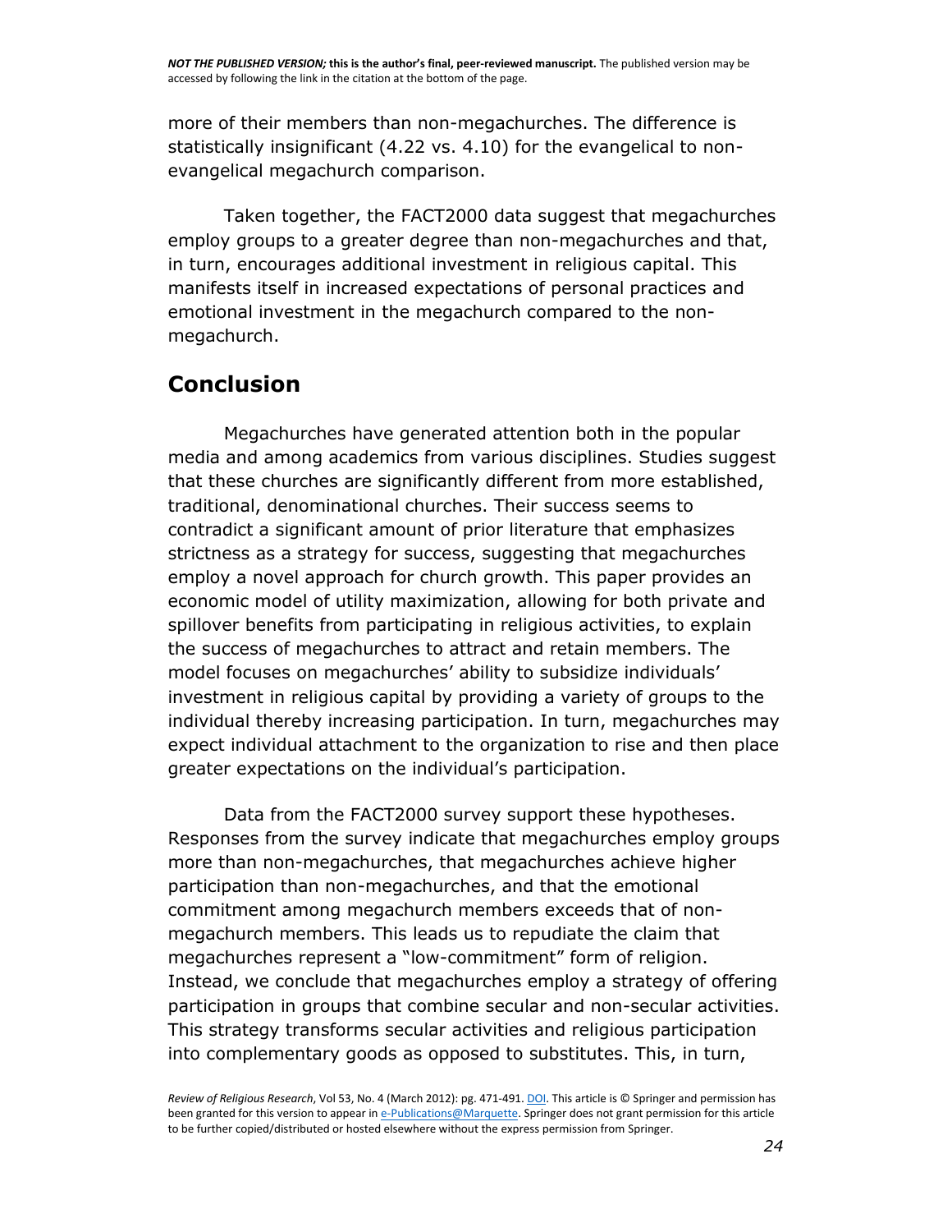more of their members than non-megachurches. The difference is statistically insignificant (4.22 vs. 4.10) for the evangelical to non-evangelical megachurch comparison.

Taken together, the FACT2000 data suggest that megachurches employ groups to a greater degree than non-megachurches and that, in turn, encourages additional investment in religious capital. This manifests itself in increased expectations of personal practices and emotional investment in the megachurch compared to the non-megachurch.

## Conclusion

Megachurches have generated attention both in the popular media and among academics from various disciplines. Studies suggest that these churches are significantly different from more established, traditional, denominational churches. Their success seems to contradict a significant amount of prior literature that emphasizes strictness as a strategy for success, suggesting that megachurches employ a novel approach for church growth. This paper provides an economic model of utility maximization, allowing for both private and spillover benefits from participating in religious activities, to explain the success of megachurches to attract and retain members. The model focuses on megachurches' ability to subsidize individuals' investment in religious capital by providing a variety of groups to the individual thereby increasing participation. In turn, megachurches may expect individual attachment to the organization to rise and then place greater expectations on the individual's participation.

Data from the FACT2000 survey support these hypotheses. Responses from the survey indicate that megachurches employ groups more than non-megachurches, that megachurches achieve higher participation than non-megachurches, and that the emotional commitment among megachurch members exceeds that of non-megachurch members. This leads us to repudiate the claim that megachurches represent a "low-commitment" form of religion. Instead, we conclude that megachurches employ a strategy of offering participation in groups that combine secular and non-secular activities. This strategy transforms secular activities and religious participation into complementary goods as opposed to substitutes. This, in turn,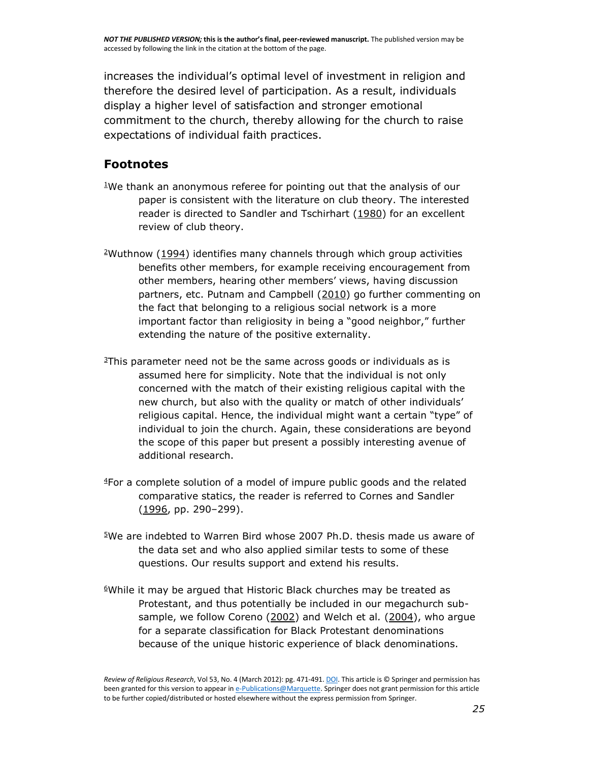increases the individual's optimal level of investment in religion and therefore the desired level of participation. As a result, individuals display a higher level of satisfaction and stronger emotional commitment to the church, thereby allowing for the church to raise expectations of individual faith practices.

## Footnotes

[1]We thank an anonymous referee for pointing out that the analysis of our paper is consistent with the literature on club theory. The interested reader is directed to Sandler and Tschirhart (1980) for an excellent review of club theory.

[2]Wuthnow (1994) identifies many channels through which group activities benefits other members, for example receiving encouragement from other members, hearing other members' views, having discussion partners, etc. Putnam and Campbell (2010) go further commenting on the fact that belonging to a religious social network is a more important factor than religiosity in being a "good neighbor," further extending the nature of the positive externality.

[3]This parameter need not be the same across goods or individuals as is assumed here for simplicity. Note that the individual is not only concerned with the match of their existing religious capital with the new church, but also with the quality or match of other individuals' religious capital. Hence, the individual might want a certain "type" of individual to join the church. Again, these considerations are beyond the scope of this paper but present a possibly interesting avenue of additional research.

[4]For a complete solution of a model of impure public goods and the related comparative statics, the reader is referred to Cornes and Sandler (1996, pp. 290–299).

[5]We are indebted to Warren Bird whose 2007 Ph.D. thesis made us aware of the data set and who also applied similar tests to some of these questions. Our results support and extend his results.

[6]While it may be argued that Historic Black churches may be treated as Protestant, and thus potentially be included in our megachurch sub-sample, we follow Coreno (2002) and Welch et al. (2004), who argue for a separate classification for Black Protestant denominations because of the unique historic experience of black denominations.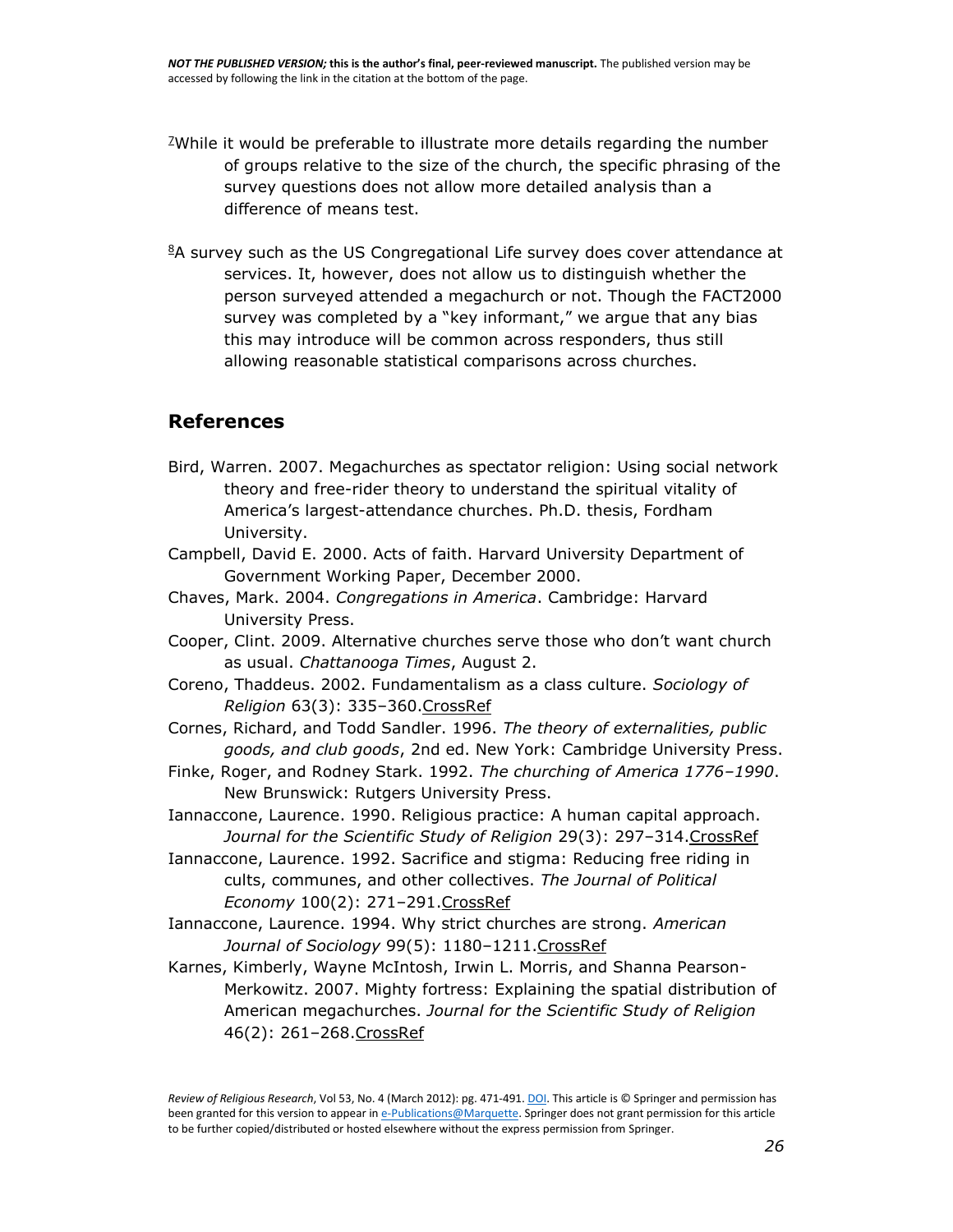[7]While it would be preferable to illustrate more details regarding the number of groups relative to the size of the church, the specific phrasing of the survey questions does not allow more detailed analysis than a difference of means test.

[8]A survey such as the US Congregational Life survey does cover attendance at services. It, however, does not allow us to distinguish whether the person surveyed attended a megachurch or not. Though the FACT2000 survey was completed by a "key informant," we argue that any bias this may introduce will be common across responders, thus still allowing reasonable statistical comparisons across churches.

## References

Bird, Warren. 2007. Megachurches as spectator religion: Using social network theory and free-rider theory to understand the spiritual vitality of America's largest-attendance churches. Ph.D. thesis, Fordham University.

Campbell, David E. 2000. Acts of faith. Harvard University Department of Government Working Paper, December 2000.

Chaves, Mark. 2004. *Congregations in America*. Cambridge: Harvard University Press.

Cooper, Clint. 2009. Alternative churches serve those who don't want church as usual. *Chattanooga Times*, August 2.

Coreno, Thaddeus. 2002. Fundamentalism as a class culture. *Sociology of Religion* 63(3): 335–360.CrossRef

Cornes, Richard, and Todd Sandler. 1996. *The theory of externalities, public goods, and club goods*, 2nd ed. New York: Cambridge University Press.

Finke, Roger, and Rodney Stark. 1992. *The churching of America 1776–1990*. New Brunswick: Rutgers University Press.

Iannaccone, Laurence. 1990. Religious practice: A human capital approach. *Journal for the Scientific Study of Religion* 29(3): 297–314.CrossRef

Iannaccone, Laurence. 1992. Sacrifice and stigma: Reducing free riding in cults, communes, and other collectives. *The Journal of Political Economy* 100(2): 271–291.CrossRef

Iannaccone, Laurence. 1994. Why strict churches are strong. *American Journal of Sociology* 99(5): 1180–1211.CrossRef

Karnes, Kimberly, Wayne McIntosh, Irwin L. Morris, and Shanna Pearson-Merkowitz. 2007. Mighty fortress: Explaining the spatial distribution of American megachurches. *Journal for the Scientific Study of Religion* 46(2): 261–268.CrossRef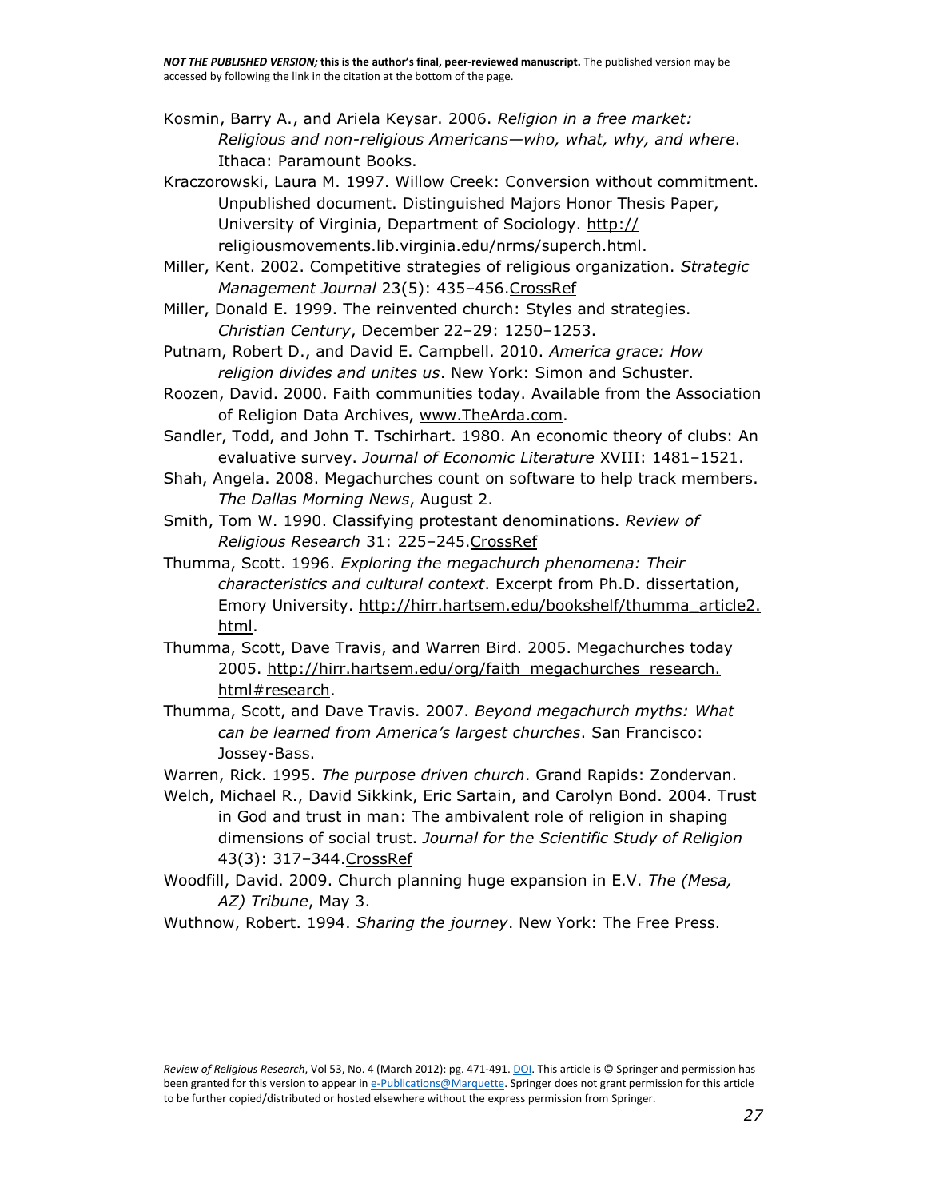Kosmin, Barry A., and Ariela Keysar. 2006. *Religion in a free market: Religious and non-religious Americans—who, what, why, and where*. Ithaca: Paramount Books.

Kraczorowski, Laura M. 1997. Willow Creek: Conversion without commitment. Unpublished document. Distinguished Majors Honor Thesis Paper, University of Virginia, Department of Sociology. http://religiousmovements.lib.virginia.edu/nrms/superch.html.

Miller, Kent. 2002. Competitive strategies of religious organization. *Strategic Management Journal* 23(5): 435–456.CrossRef

Miller, Donald E. 1999. The reinvented church: Styles and strategies. *Christian Century*, December 22–29: 1250–1253.

Putnam, Robert D., and David E. Campbell. 2010. *America grace: How religion divides and unites us*. New York: Simon and Schuster.

Roozen, David. 2000. Faith communities today. Available from the Association of Religion Data Archives, www.TheArda.com.

Sandler, Todd, and John T. Tschirhart. 1980. An economic theory of clubs: An evaluative survey. *Journal of Economic Literature* XVIII: 1481–1521.

Shah, Angela. 2008. Megachurches count on software to help track members. *The Dallas Morning News*, August 2.

Smith, Tom W. 1990. Classifying protestant denominations. *Review of Religious Research* 31: 225–245.CrossRef

Thumma, Scott. 1996. *Exploring the megachurch phenomena: Their characteristics and cultural context*. Excerpt from Ph.D. dissertation, Emory University. http://hirr.hartsem.edu/bookshelf/thumma_article2.html.

Thumma, Scott, Dave Travis, and Warren Bird. 2005. Megachurches today 2005. http://hirr.hartsem.edu/org/faith_megachurches_research.html#research.

Thumma, Scott, and Dave Travis. 2007. *Beyond megachurch myths: What can be learned from America's largest churches*. San Francisco: Jossey-Bass.

Warren, Rick. 1995. *The purpose driven church*. Grand Rapids: Zondervan.

Welch, Michael R., David Sikkink, Eric Sartain, and Carolyn Bond. 2004. Trust in God and trust in man: The ambivalent role of religion in shaping dimensions of social trust. *Journal for the Scientific Study of Religion* 43(3): 317–344.CrossRef

Woodfill, David. 2009. Church planning huge expansion in E.V. *The (Mesa, AZ) Tribune*, May 3.

Wuthnow, Robert. 1994. *Sharing the journey*. New York: The Free Press.